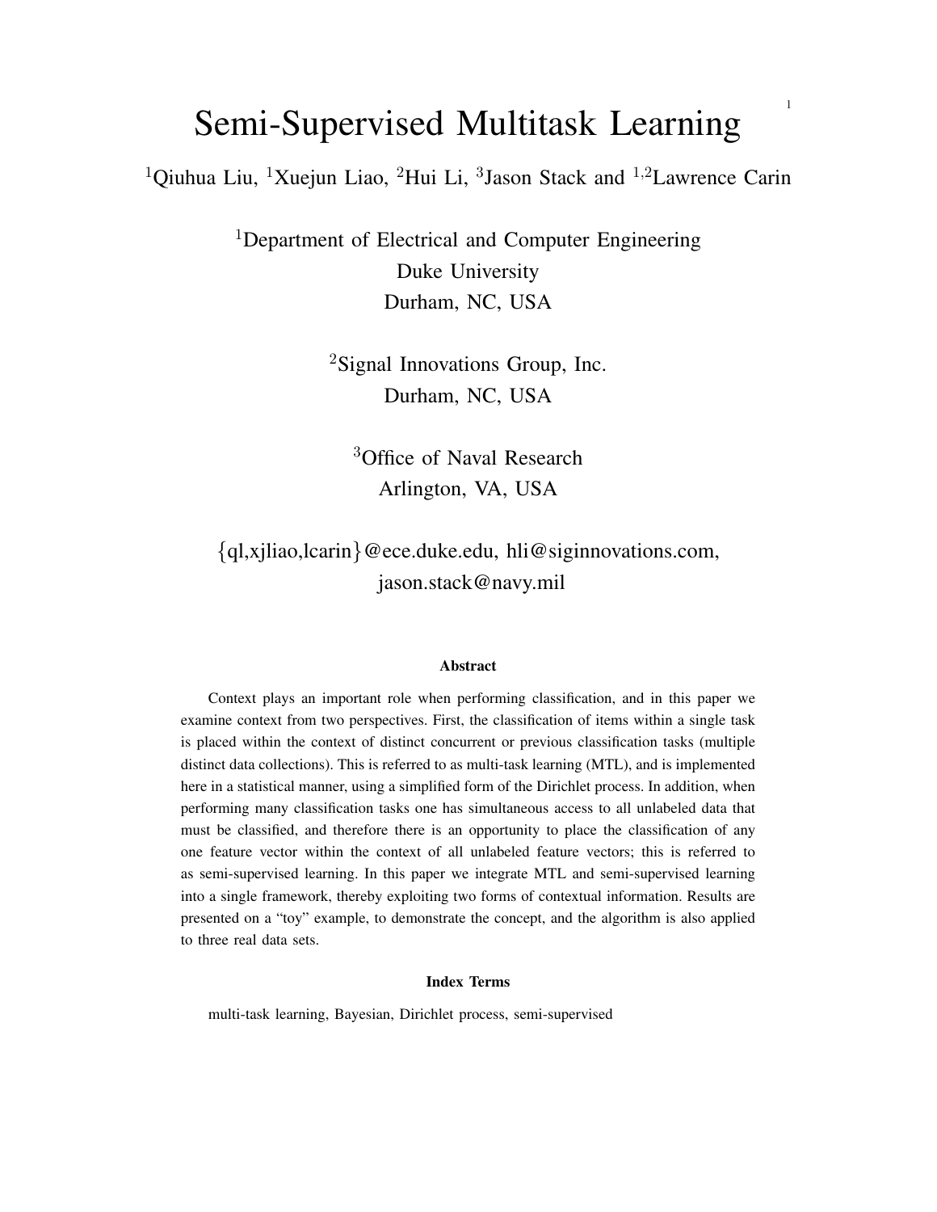# Semi-Supervised Multitask Learning

[1]Qiuhua Liu, [1]Xuejun Liao, [2]Hui Li, [3]Jason Stack and [1,2]Lawrence Carin

[1]Department of Electrical and Computer Engineering
Duke University
Durham, NC, USA

[2]Signal Innovations Group, Inc.
Durham, NC, USA

[3]Office of Naval Research
Arlington, VA, USA

{ql,xjliao,lcarin}@ece.duke.edu, hli@siginnovations.com,
jason.stack@navy.mil

### Abstract

Context plays an important role when performing classification, and in this paper we examine context from two perspectives. First, the classification of items within a single task is placed within the context of distinct concurrent or previous classification tasks (multiple distinct data collections). This is referred to as multi-task learning (MTL), and is implemented here in a statistical manner, using a simplified form of the Dirichlet process. In addition, when performing many classification tasks one has simultaneous access to all unlabeled data that must be classified, and therefore there is an opportunity to place the classification of any one feature vector within the context of all unlabeled feature vectors; this is referred to as semi-supervised learning. In this paper we integrate MTL and semi-supervised learning into a single framework, thereby exploiting two forms of contextual information. Results are presented on a "toy" example, to demonstrate the concept, and the algorithm is also applied to three real data sets.

### Index Terms

multi-task learning, Bayesian, Dirichlet process, semi-supervised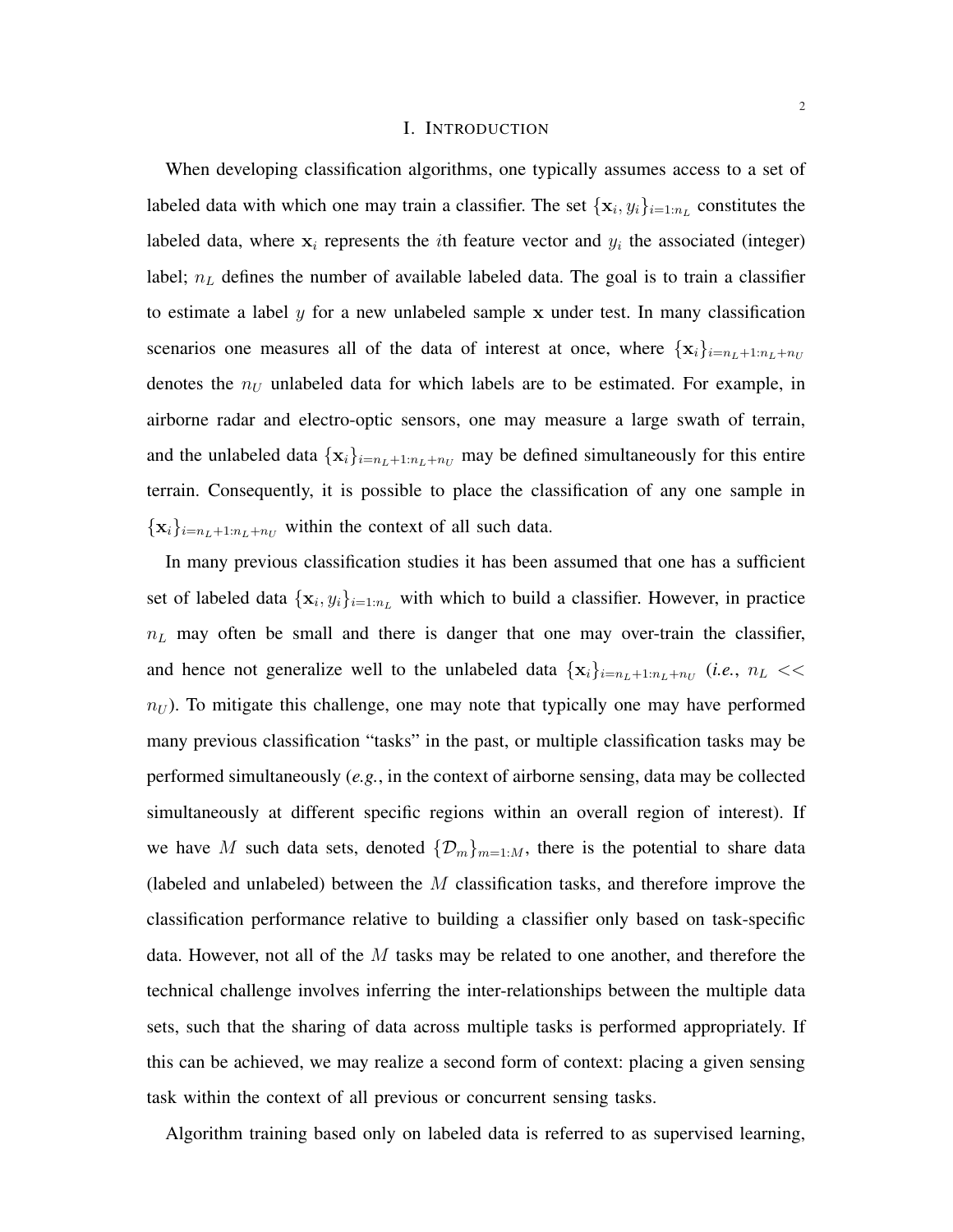# I. Introduction

When developing classification algorithms, one typically assumes access to a set of labeled data with which one may train a classifier. The set $\{\mathbf{x}_i, y_i\}_{i=1:n_L}$ constitutes the labeled data, where $\mathbf{x}_i$ represents the $i$th feature vector and $y_i$ the associated (integer) label; $n_L$ defines the number of available labeled data. The goal is to train a classifier to estimate a label $y$ for a new unlabeled sample $\mathbf{x}$ under test. In many classification scenarios one measures all of the data of interest at once, where $\{\mathbf{x}_i\}_{i=n_L+1:n_L+n_U}$ denotes the $n_U$ unlabeled data for which labels are to be estimated. For example, in airborne radar and electro-optic sensors, one may measure a large swath of terrain, and the unlabeled data $\{\mathbf{x}_i\}_{i=n_L+1:n_L+n_U}$ may be defined simultaneously for this entire terrain. Consequently, it is possible to place the classification of any one sample in $\{\mathbf{x}_i\}_{i=n_L+1:n_L+n_U}$ within the context of all such data.

In many previous classification studies it has been assumed that one has a sufficient set of labeled data $\{\mathbf{x}_i, y_i\}_{i=1:n_L}$ with which to build a classifier. However, in practice $n_L$ may often be small and there is danger that one may over-train the classifier, and hence not generalize well to the unlabeled data $\{\mathbf{x}_i\}_{i=n_L+1:n_L+n_U}$ (*i.e.*, $n_L << n_U$). To mitigate this challenge, one may note that typically one may have performed many previous classification "tasks" in the past, or multiple classification tasks may be performed simultaneously (*e.g.*, in the context of airborne sensing, data may be collected simultaneously at different specific regions within an overall region of interest). If we have $M$ such data sets, denoted $\{\mathcal{D}_m\}_{m=1:M}$, there is the potential to share data (labeled and unlabeled) between the $M$ classification tasks, and therefore improve the classification performance relative to building a classifier only based on task-specific data. However, not all of the $M$ tasks may be related to one another, and therefore the technical challenge involves inferring the inter-relationships between the multiple data sets, such that the sharing of data across multiple tasks is performed appropriately. If this can be achieved, we may realize a second form of context: placing a given sensing task within the context of all previous or concurrent sensing tasks.

Algorithm training based only on labeled data is referred to as supervised learning,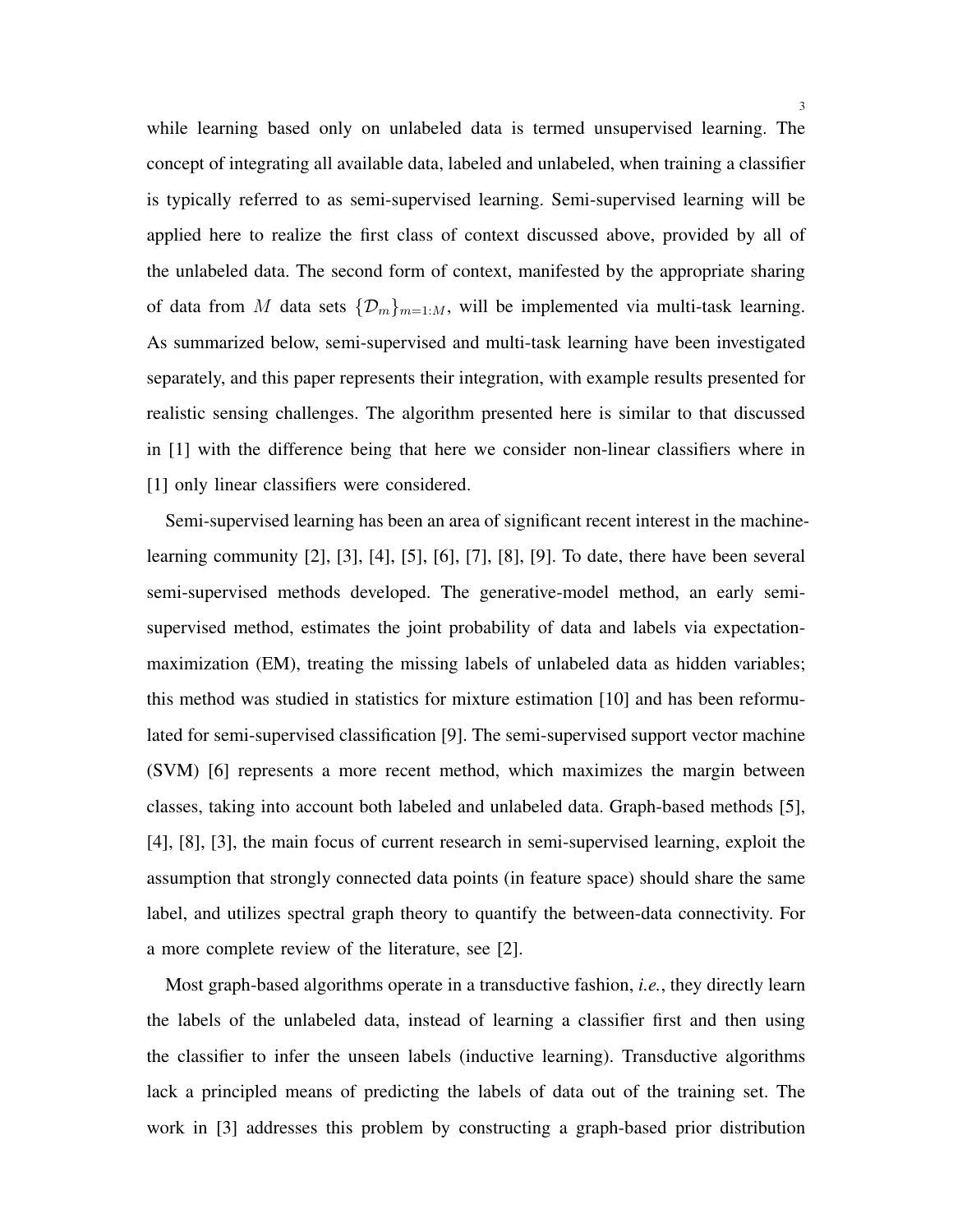while learning based only on unlabeled data is termed unsupervised learning. The concept of integrating all available data, labeled and unlabeled, when training a classifier is typically referred to as semi-supervised learning. Semi-supervised learning will be applied here to realize the first class of context discussed above, provided by all of the unlabeled data. The second form of context, manifested by the appropriate sharing of data from $M$ data sets $\{\mathcal{D}_m\}_{m=1:M}$, will be implemented via multi-task learning. As summarized below, semi-supervised and multi-task learning have been investigated separately, and this paper represents their integration, with example results presented for realistic sensing challenges. The algorithm presented here is similar to that discussed in [1] with the difference being that here we consider non-linear classifiers where in [1] only linear classifiers were considered.

Semi-supervised learning has been an area of significant recent interest in the machine-learning community [2], [3], [4], [5], [6], [7], [8], [9]. To date, there have been several semi-supervised methods developed. The generative-model method, an early semi-supervised method, estimates the joint probability of data and labels via expectation-maximization (EM), treating the missing labels of unlabeled data as hidden variables; this method was studied in statistics for mixture estimation [10] and has been reformulated for semi-supervised classification [9]. The semi-supervised support vector machine (SVM) [6] represents a more recent method, which maximizes the margin between classes, taking into account both labeled and unlabeled data. Graph-based methods [5], [4], [8], [3], the main focus of current research in semi-supervised learning, exploit the assumption that strongly connected data points (in feature space) should share the same label, and utilizes spectral graph theory to quantify the between-data connectivity. For a more complete review of the literature, see [2].

Most graph-based algorithms operate in a transductive fashion, *i.e.*, they directly learn the labels of the unlabeled data, instead of learning a classifier first and then using the classifier to infer the unseen labels (inductive learning). Transductive algorithms lack a principled means of predicting the labels of data out of the training set. The work in [3] addresses this problem by constructing a graph-based prior distribution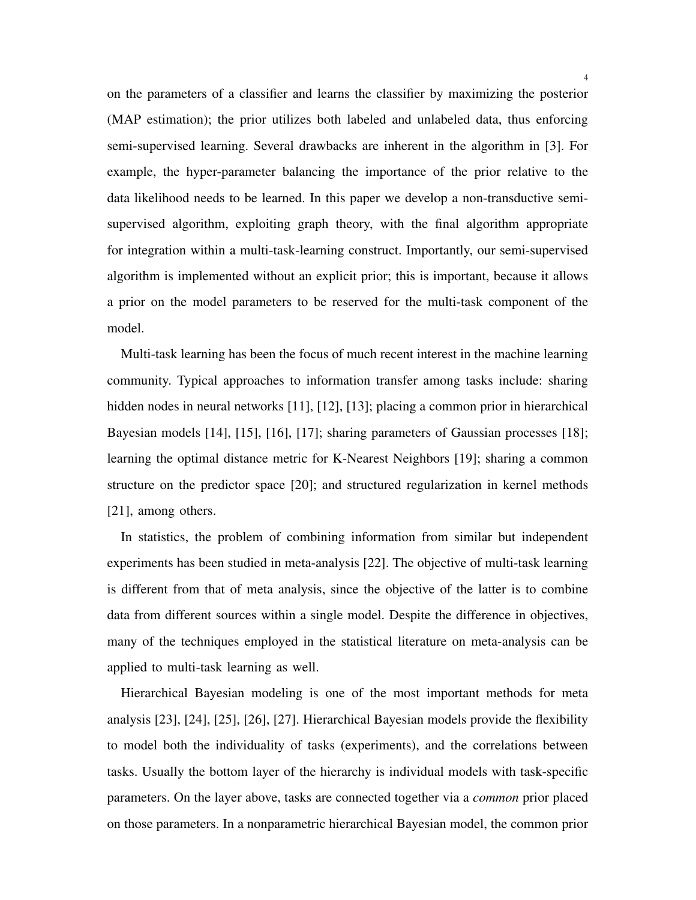on the parameters of a classifier and learns the classifier by maximizing the posterior (MAP estimation); the prior utilizes both labeled and unlabeled data, thus enforcing semi-supervised learning. Several drawbacks are inherent in the algorithm in [3]. For example, the hyper-parameter balancing the importance of the prior relative to the data likelihood needs to be learned. In this paper we develop a non-transductive semi-supervised algorithm, exploiting graph theory, with the final algorithm appropriate for integration within a multi-task-learning construct. Importantly, our semi-supervised algorithm is implemented without an explicit prior; this is important, because it allows a prior on the model parameters to be reserved for the multi-task component of the model.

Multi-task learning has been the focus of much recent interest in the machine learning community. Typical approaches to information transfer among tasks include: sharing hidden nodes in neural networks [11], [12], [13]; placing a common prior in hierarchical Bayesian models [14], [15], [16], [17]; sharing parameters of Gaussian processes [18]; learning the optimal distance metric for K-Nearest Neighbors [19]; sharing a common structure on the predictor space [20]; and structured regularization in kernel methods [21], among others.

In statistics, the problem of combining information from similar but independent experiments has been studied in meta-analysis [22]. The objective of multi-task learning is different from that of meta analysis, since the objective of the latter is to combine data from different sources within a single model. Despite the difference in objectives, many of the techniques employed in the statistical literature on meta-analysis can be applied to multi-task learning as well.

Hierarchical Bayesian modeling is one of the most important methods for meta analysis [23], [24], [25], [26], [27]. Hierarchical Bayesian models provide the flexibility to model both the individuality of tasks (experiments), and the correlations between tasks. Usually the bottom layer of the hierarchy is individual models with task-specific parameters. On the layer above, tasks are connected together via a *common* prior placed on those parameters. In a nonparametric hierarchical Bayesian model, the common prior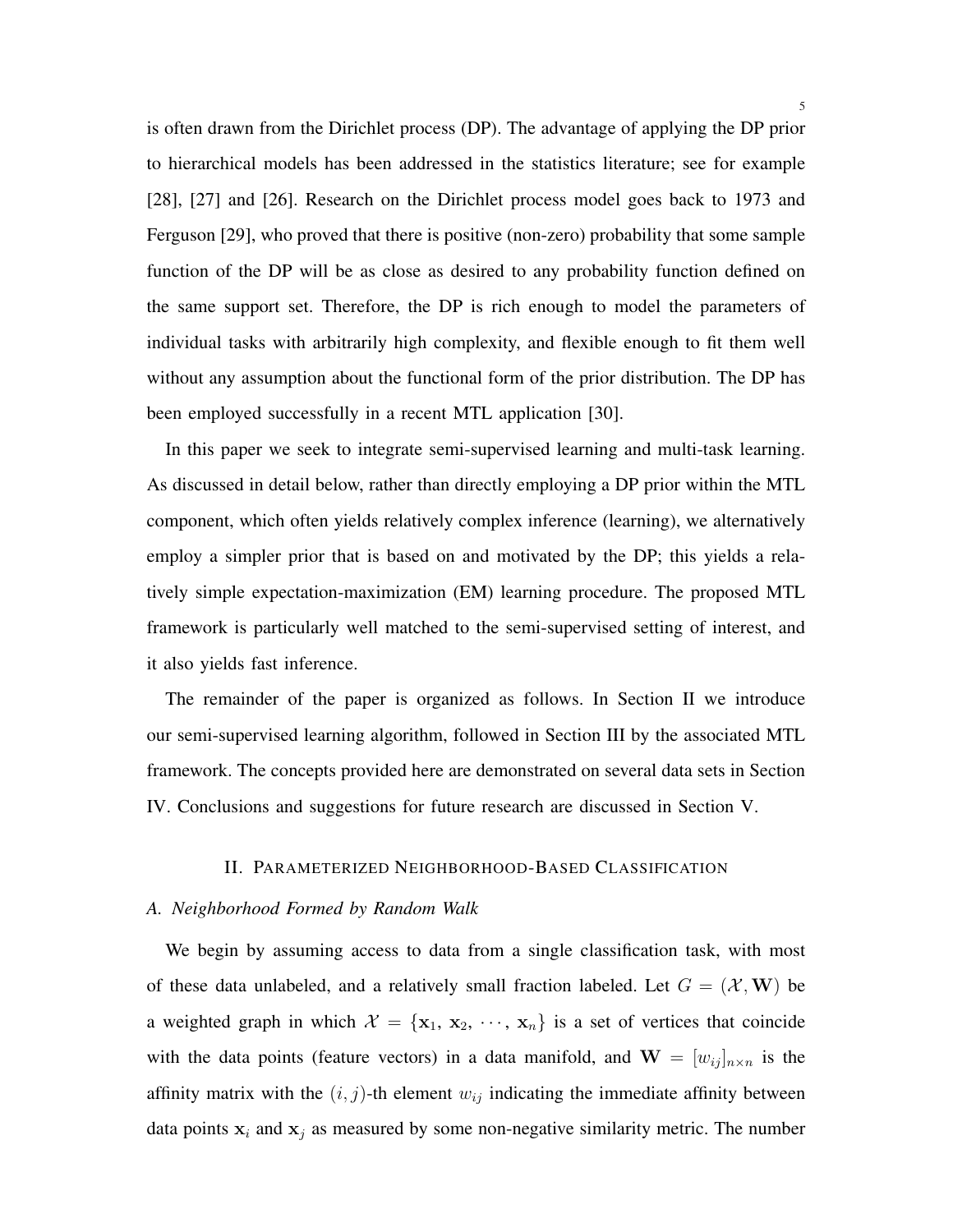is often drawn from the Dirichlet process (DP). The advantage of applying the DP prior to hierarchical models has been addressed in the statistics literature; see for example [28], [27] and [26]. Research on the Dirichlet process model goes back to 1973 and Ferguson [29], who proved that there is positive (non-zero) probability that some sample function of the DP will be as close as desired to any probability function defined on the same support set. Therefore, the DP is rich enough to model the parameters of individual tasks with arbitrarily high complexity, and flexible enough to fit them well without any assumption about the functional form of the prior distribution. The DP has been employed successfully in a recent MTL application [30].

In this paper we seek to integrate semi-supervised learning and multi-task learning. As discussed in detail below, rather than directly employing a DP prior within the MTL component, which often yields relatively complex inference (learning), we alternatively employ a simpler prior that is based on and motivated by the DP; this yields a relatively simple expectation-maximization (EM) learning procedure. The proposed MTL framework is particularly well matched to the semi-supervised setting of interest, and it also yields fast inference.

The remainder of the paper is organized as follows. In Section II we introduce our semi-supervised learning algorithm, followed in Section III by the associated MTL framework. The concepts provided here are demonstrated on several data sets in Section IV. Conclusions and suggestions for future research are discussed in Section V.

## II. Parameterized Neighborhood-Based Classification

### *A. Neighborhood Formed by Random Walk*

We begin by assuming access to data from a single classification task, with most of these data unlabeled, and a relatively small fraction labeled. Let $G = (\mathcal{X}, \mathbf{W})$ be a weighted graph in which $\mathcal{X} = \{\mathbf{x}_1, \mathbf{x}_2, \cdots, \mathbf{x}_n\}$ is a set of vertices that coincide with the data points (feature vectors) in a data manifold, and $\mathbf{W} = [w_{ij}]_{n \times n}$ is the affinity matrix with the $(i, j)$-th element $w_{ij}$ indicating the immediate affinity between data points $\mathbf{x}_i$ and $\mathbf{x}_j$ as measured by some non-negative similarity metric. The number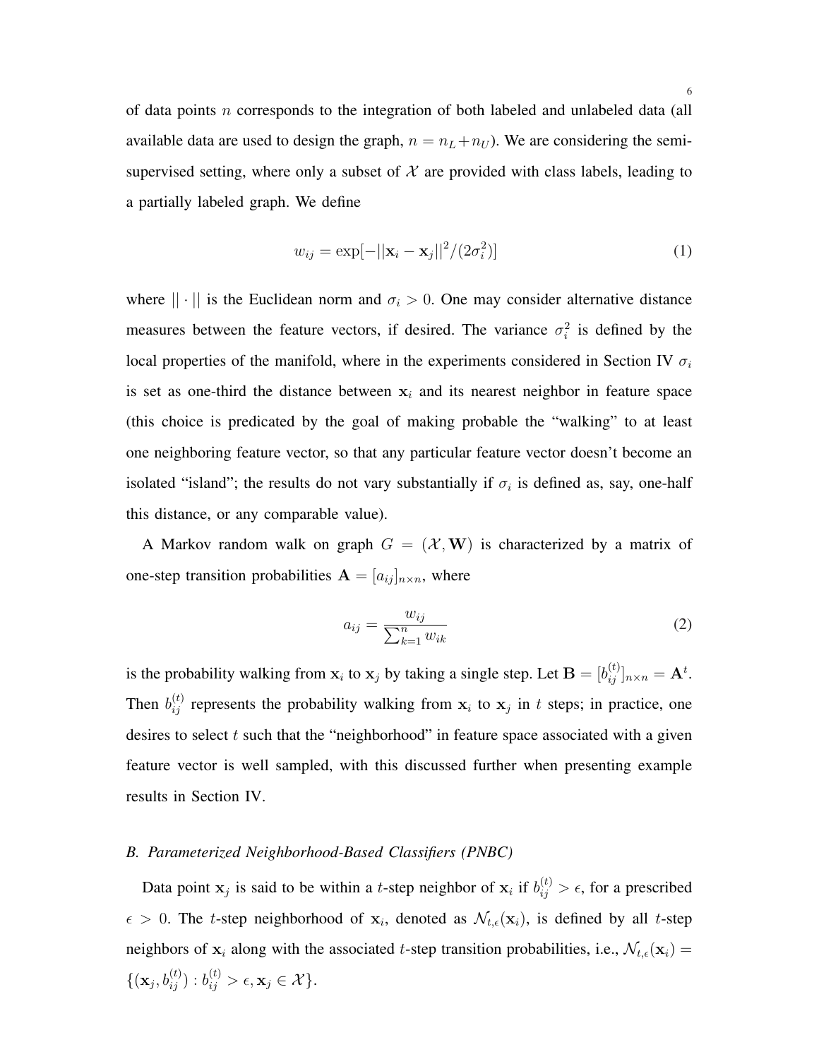of data points $n$ corresponds to the integration of both labeled and unlabeled data (all available data are used to design the graph, $n = n_L + n_U$). We are considering the semi-supervised setting, where only a subset of $\mathcal{X}$ are provided with class labels, leading to a partially labeled graph. We define

$$w_{ij} = \exp[-||\mathbf{x}_i - \mathbf{x}_j||^2/(2\sigma_i^2)] \tag{1}$$

where $||\cdot||$ is the Euclidean norm and $\sigma_i > 0$. One may consider alternative distance measures between the feature vectors, if desired. The variance $\sigma_i^2$ is defined by the local properties of the manifold, where in the experiments considered in Section IV $\sigma_i$ is set as one-third the distance between $\mathbf{x}_i$ and its nearest neighbor in feature space (this choice is predicated by the goal of making probable the "walking" to at least one neighboring feature vector, so that any particular feature vector doesn't become an isolated "island"; the results do not vary substantially if $\sigma_i$ is defined as, say, one-half this distance, or any comparable value).

A Markov random walk on graph $G = (\mathcal{X}, \mathbf{W})$ is characterized by a matrix of one-step transition probabilities $\mathbf{A} = [a_{ij}]_{n \times n}$, where

$$a_{ij} = \frac{w_{ij}}{\sum_{k=1}^{n} w_{ik}} \tag{2}$$

is the probability walking from $\mathbf{x}_i$ to $\mathbf{x}_j$ by taking a single step. Let $\mathbf{B} = [b_{ij}^{(t)}]_{n \times n} = \mathbf{A}^t$. Then $b_{ij}^{(t)}$ represents the probability walking from $\mathbf{x}_i$ to $\mathbf{x}_j$ in $t$ steps; in practice, one desires to select $t$ such that the "neighborhood" in feature space associated with a given feature vector is well sampled, with this discussed further when presenting example results in Section IV.

### *B. Parameterized Neighborhood-Based Classifiers (PNBC)*

Data point $\mathbf{x}_j$ is said to be within a $t$-step neighbor of $\mathbf{x}_i$ if $b_{ij}^{(t)} > \epsilon$, for a prescribed $\epsilon > 0$. The $t$-step neighborhood of $\mathbf{x}_i$, denoted as $\mathcal{N}_{t,\epsilon}(\mathbf{x}_i)$, is defined by all $t$-step neighbors of $\mathbf{x}_i$ along with the associated $t$-step transition probabilities, i.e., $\mathcal{N}_{t,\epsilon}(\mathbf{x}_i) = \{(\mathbf{x}_j, b_{ij}^{(t)}) : b_{ij}^{(t)} > \epsilon, \mathbf{x}_j \in \mathcal{X}\}$.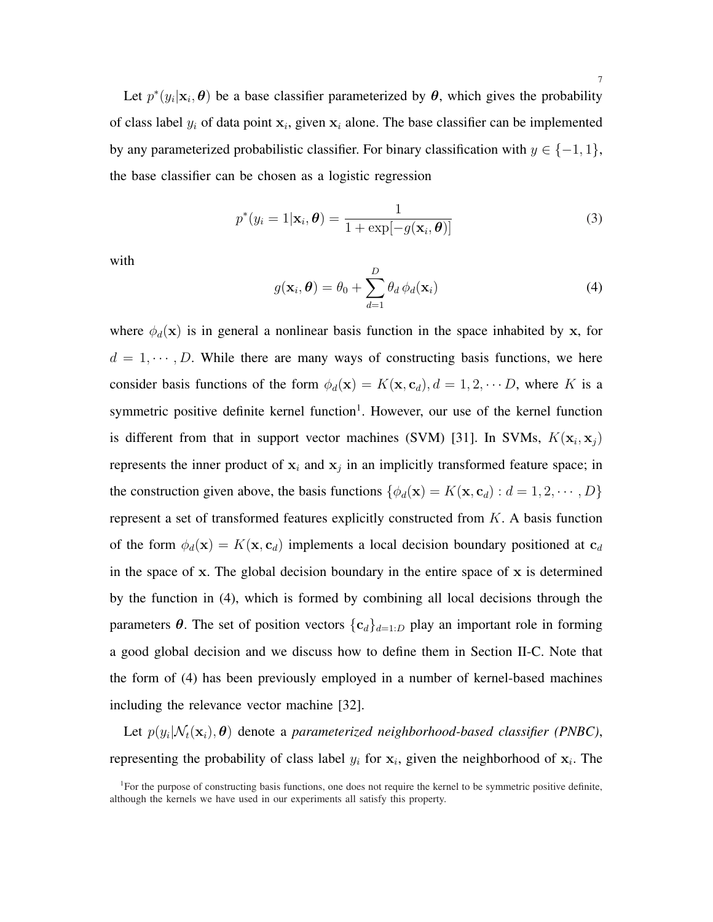Let $p^*(y_i|\mathbf{x}_i, \boldsymbol{\theta})$ be a base classifier parameterized by $\boldsymbol{\theta}$, which gives the probability of class label $y_i$ of data point $\mathbf{x}_i$, given $\mathbf{x}_i$ alone. The base classifier can be implemented by any parameterized probabilistic classifier. For binary classification with $y \in \{-1, 1\}$, the base classifier can be chosen as a logistic regression

$$p^*(y_i = 1|\mathbf{x}_i, \boldsymbol{\theta}) = \frac{1}{1 + \exp[-g(\mathbf{x}_i, \boldsymbol{\theta})]} \tag{3}$$

with

$$g(\mathbf{x}_i, \boldsymbol{\theta}) = \theta_0 + \sum_{d=1}^{D} \theta_d \, \phi_d(\mathbf{x}_i) \tag{4}$$

where $\phi_d(\mathbf{x})$ is in general a nonlinear basis function in the space inhabited by $\mathbf{x}$, for $d = 1, \cdots, D$. While there are many ways of constructing basis functions, we here consider basis functions of the form $\phi_d(\mathbf{x}) = K(\mathbf{x}, \mathbf{c}_d), d = 1, 2, \cdots D$, where $K$ is a symmetric positive definite kernel function[1]. However, our use of the kernel function is different from that in support vector machines (SVM) [31]. In SVMs, $K(\mathbf{x}_i, \mathbf{x}_j)$ represents the inner product of $\mathbf{x}_i$ and $\mathbf{x}_j$ in an implicitly transformed feature space; in the construction given above, the basis functions $\{\phi_d(\mathbf{x}) = K(\mathbf{x}, \mathbf{c}_d) : d = 1, 2, \cdots, D\}$ represent a set of transformed features explicitly constructed from $K$. A basis function of the form $\phi_d(\mathbf{x}) = K(\mathbf{x}, \mathbf{c}_d)$ implements a local decision boundary positioned at $\mathbf{c}_d$ in the space of $\mathbf{x}$. The global decision boundary in the entire space of $\mathbf{x}$ is determined by the function in (4), which is formed by combining all local decisions through the parameters $\boldsymbol{\theta}$. The set of position vectors $\{\mathbf{c}_d\}_{d=1:D}$ play an important role in forming a good global decision and we discuss how to define them in Section II-C. Note that the form of (4) has been previously employed in a number of kernel-based machines including the relevance vector machine [32].

Let $p(y_i|\mathcal{N}_t(\mathbf{x}_i), \boldsymbol{\theta})$ denote a *parameterized neighborhood-based classifier (PNBC)*, representing the probability of class label $y_i$ for $\mathbf{x}_i$, given the neighborhood of $\mathbf{x}_i$. The

[1]For the purpose of constructing basis functions, one does not require the kernel to be symmetric positive definite, although the kernels we have used in our experiments all satisfy this property.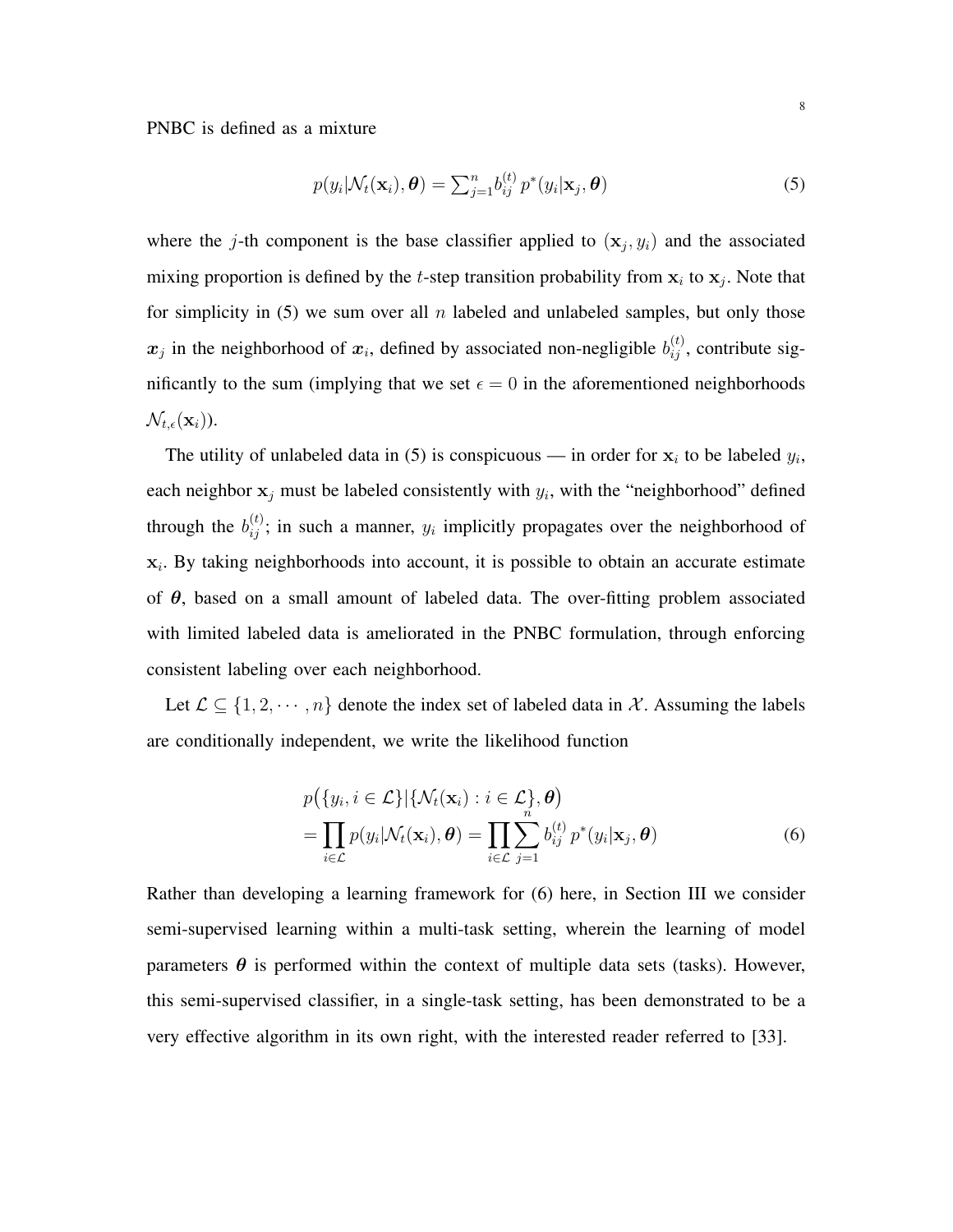PNBC is defined as a mixture

$$p(y_i|\mathcal{N}_t(\mathbf{x}_i), \boldsymbol{\theta}) = \textstyle\sum_{j=1}^{n} b_{ij}^{(t)}\, p^*(y_i|\mathbf{x}_j, \boldsymbol{\theta}) \tag{5}$$

where the $j$-th component is the base classifier applied to $(\mathbf{x}_j, y_i)$ and the associated mixing proportion is defined by the $t$-step transition probability from $\mathbf{x}_i$ to $\mathbf{x}_j$. Note that for simplicity in (5) we sum over all $n$ labeled and unlabeled samples, but only those $\boldsymbol{x}_j$ in the neighborhood of $\boldsymbol{x}_i$, defined by associated non-negligible $b_{ij}^{(t)}$, contribute significantly to the sum (implying that we set $\epsilon = 0$ in the aforementioned neighborhoods $\mathcal{N}_{t,\epsilon}(\mathbf{x}_i)$).

The utility of unlabeled data in (5) is conspicuous — in order for $\mathbf{x}_i$ to be labeled $y_i$, each neighbor $\mathbf{x}_j$ must be labeled consistently with $y_i$, with the "neighborhood" defined through the $b_{ij}^{(t)}$; in such a manner, $y_i$ implicitly propagates over the neighborhood of $\mathbf{x}_i$. By taking neighborhoods into account, it is possible to obtain an accurate estimate of $\boldsymbol{\theta}$, based on a small amount of labeled data. The over-fitting problem associated with limited labeled data is ameliorated in the PNBC formulation, through enforcing consistent labeling over each neighborhood.

Let $\mathcal{L} \subseteq \{1, 2, \cdots, n\}$ denote the index set of labeled data in $\mathcal{X}$. Assuming the labels are conditionally independent, we write the likelihood function

$$\begin{aligned} & p\big(\{y_i, i \in \mathcal{L}\}|\{\mathcal{N}_t(\mathbf{x}_i) : i \in \mathcal{L}\}, \boldsymbol{\theta}\big) \\ & = \prod_{i\in\mathcal{L}} p(y_i|\mathcal{N}_t(\mathbf{x}_i), \boldsymbol{\theta}) = \prod_{i\in\mathcal{L}} \sum_{j=1}^{n} b_{ij}^{(t)}\, p^*(y_i|\mathbf{x}_j, \boldsymbol{\theta}) \end{aligned} \tag{6}$$

Rather than developing a learning framework for (6) here, in Section III we consider semi-supervised learning within a multi-task setting, wherein the learning of model parameters $\boldsymbol{\theta}$ is performed within the context of multiple data sets (tasks). However, this semi-supervised classifier, in a single-task setting, has been demonstrated to be a very effective algorithm in its own right, with the interested reader referred to [33].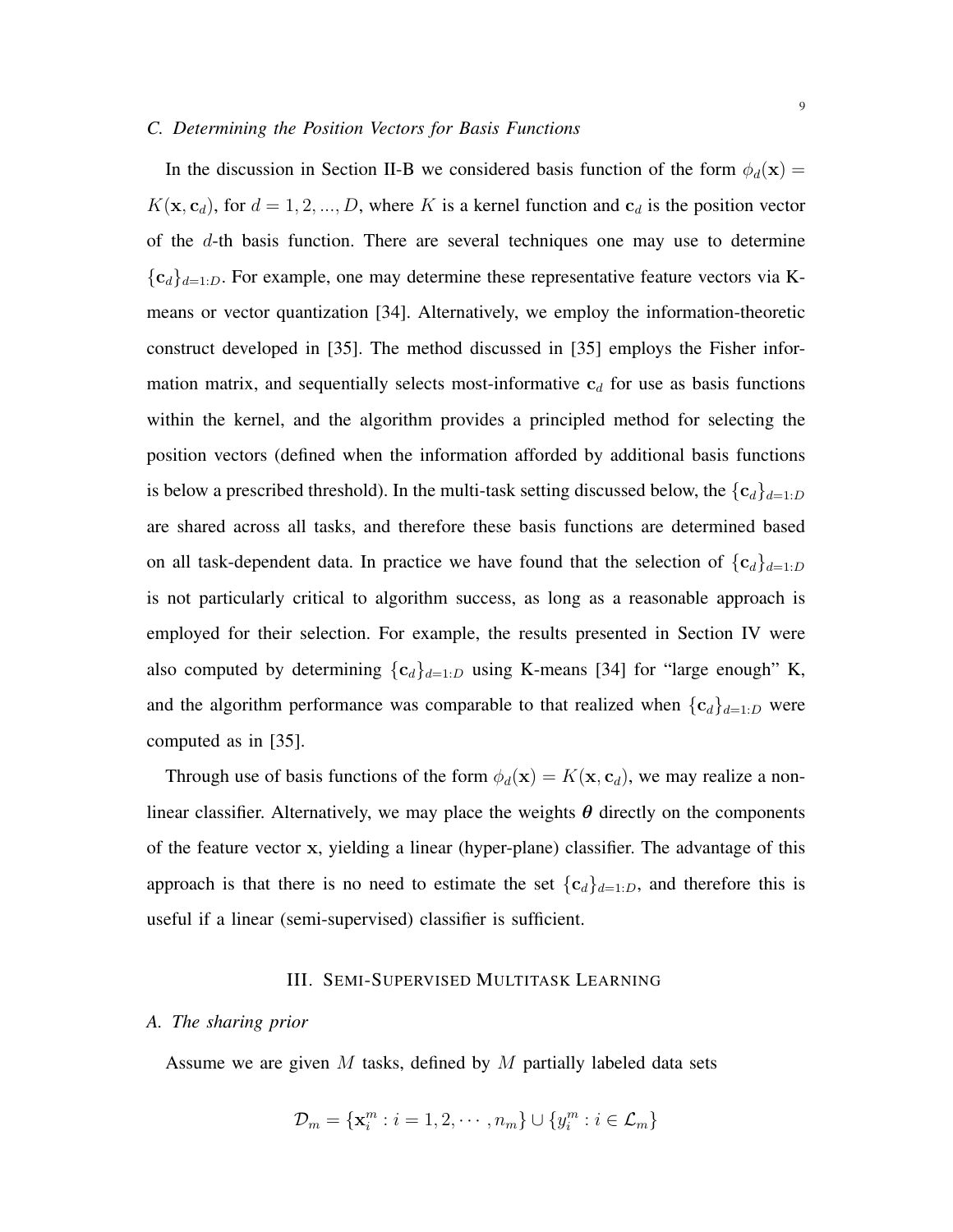### C. Determining the Position Vectors for Basis Functions

In the discussion in Section II-B we considered basis function of the form $\phi_d(\mathbf{x}) = K(\mathbf{x}, \mathbf{c}_d)$, for $d = 1, 2, ..., D$, where $K$ is a kernel function and $\mathbf{c}_d$ is the position vector of the $d$-th basis function. There are several techniques one may use to determine $\{\mathbf{c}_d\}_{d=1:D}$. For example, one may determine these representative feature vectors via K-means or vector quantization [34]. Alternatively, we employ the information-theoretic construct developed in [35]. The method discussed in [35] employs the Fisher information matrix, and sequentially selects most-informative $\mathbf{c}_d$ for use as basis functions within the kernel, and the algorithm provides a principled method for selecting the position vectors (defined when the information afforded by additional basis functions is below a prescribed threshold). In the multi-task setting discussed below, the $\{\mathbf{c}_d\}_{d=1:D}$ are shared across all tasks, and therefore these basis functions are determined based on all task-dependent data. In practice we have found that the selection of $\{\mathbf{c}_d\}_{d=1:D}$ is not particularly critical to algorithm success, as long as a reasonable approach is employed for their selection. For example, the results presented in Section IV were also computed by determining $\{\mathbf{c}_d\}_{d=1:D}$ using K-means [34] for "large enough" K, and the algorithm performance was comparable to that realized when $\{\mathbf{c}_d\}_{d=1:D}$ were computed as in [35].

Through use of basis functions of the form $\phi_d(\mathbf{x}) = K(\mathbf{x}, \mathbf{c}_d)$, we may realize a non-linear classifier. Alternatively, we may place the weights $\boldsymbol{\theta}$ directly on the components of the feature vector $\mathbf{x}$, yielding a linear (hyper-plane) classifier. The advantage of this approach is that there is no need to estimate the set $\{\mathbf{c}_d\}_{d=1:D}$, and therefore this is useful if a linear (semi-supervised) classifier is sufficient.

## III. Semi-Supervised Multitask Learning

### A. The sharing prior

Assume we are given $M$ tasks, defined by $M$ partially labeled data sets

$$\mathcal{D}_m = \{\mathbf{x}_i^m : i = 1, 2, \cdots, n_m\} \cup \{y_i^m : i \in \mathcal{L}_m\}$$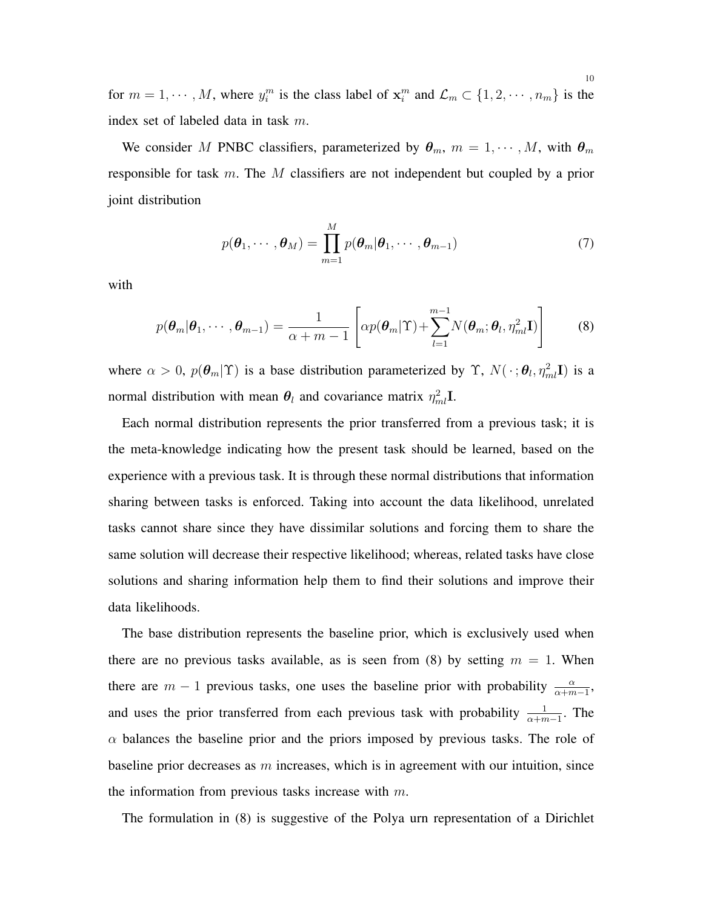for $m = 1, \cdots, M$, where $y_i^m$ is the class label of $\mathbf{x}_i^m$ and $\mathcal{L}_m \subset \{1, 2, \cdots, n_m\}$ is the index set of labeled data in task $m$.

We consider $M$ PNBC classifiers, parameterized by $\boldsymbol{\theta}_m$, $m = 1, \cdots, M$, with $\boldsymbol{\theta}_m$ responsible for task $m$. The $M$ classifiers are not independent but coupled by a prior joint distribution

$$p(\boldsymbol{\theta}_1, \cdots, \boldsymbol{\theta}_M) = \prod_{m=1}^{M} p(\boldsymbol{\theta}_m | \boldsymbol{\theta}_1, \cdots, \boldsymbol{\theta}_{m-1}) \tag{7}$$

with

$$p(\boldsymbol{\theta}_m | \boldsymbol{\theta}_1, \cdots, \boldsymbol{\theta}_{m-1}) = \frac{1}{\alpha + m - 1} \left[ \alpha p(\boldsymbol{\theta}_m | \Upsilon) + \sum_{l=1}^{m-1} N(\boldsymbol{\theta}_m; \boldsymbol{\theta}_l, \eta_{ml}^2 \mathbf{I}) \right] \tag{8}$$

where $\alpha > 0$, $p(\boldsymbol{\theta}_m | \Upsilon)$ is a base distribution parameterized by $\Upsilon$, $N(\cdot\,; \boldsymbol{\theta}_l, \eta_{ml}^2 \mathbf{I})$ is a normal distribution with mean $\boldsymbol{\theta}_l$ and covariance matrix $\eta_{ml}^2 \mathbf{I}$.

Each normal distribution represents the prior transferred from a previous task; it is the meta-knowledge indicating how the present task should be learned, based on the experience with a previous task. It is through these normal distributions that information sharing between tasks is enforced. Taking into account the data likelihood, unrelated tasks cannot share since they have dissimilar solutions and forcing them to share the same solution will decrease their respective likelihood; whereas, related tasks have close solutions and sharing information help them to find their solutions and improve their data likelihoods.

The base distribution represents the baseline prior, which is exclusively used when there are no previous tasks available, as is seen from (8) by setting $m = 1$. When there are $m - 1$ previous tasks, one uses the baseline prior with probability $\frac{\alpha}{\alpha+m-1}$, and uses the prior transferred from each previous task with probability $\frac{1}{\alpha+m-1}$. The $\alpha$ balances the baseline prior and the priors imposed by previous tasks. The role of baseline prior decreases as $m$ increases, which is in agreement with our intuition, since the information from previous tasks increase with $m$.

The formulation in (8) is suggestive of the Polya urn representation of a Dirichlet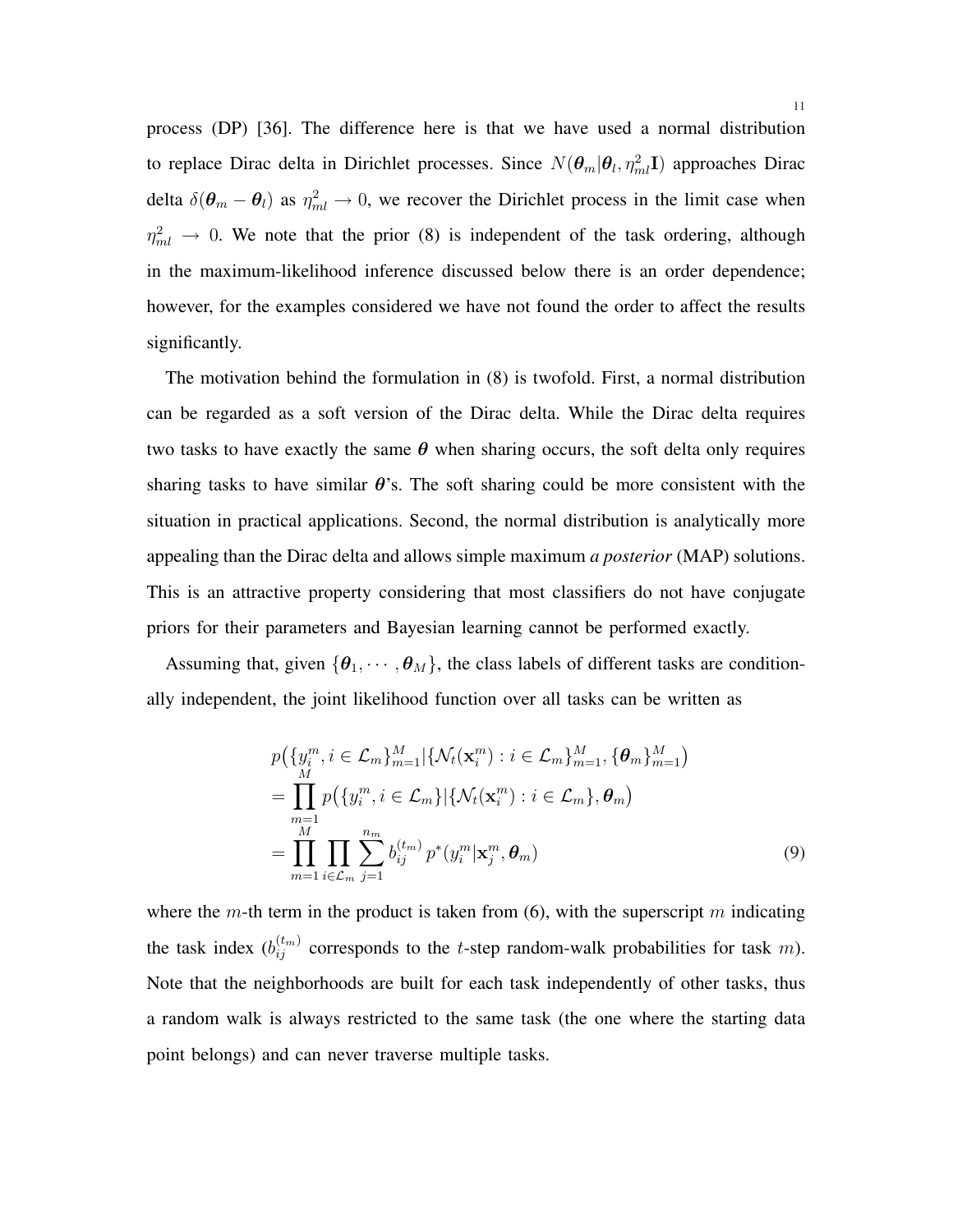process (DP) [36]. The difference here is that we have used a normal distribution to replace Dirac delta in Dirichlet processes. Since $N(\boldsymbol{\theta}_m|\boldsymbol{\theta}_l, \eta_{ml}^2\mathbf{I})$ approaches Dirac delta $\delta(\boldsymbol{\theta}_m - \boldsymbol{\theta}_l)$ as $\eta_{ml}^2 \to 0$, we recover the Dirichlet process in the limit case when $\eta_{ml}^2 \to 0$. We note that the prior (8) is independent of the task ordering, although in the maximum-likelihood inference discussed below there is an order dependence; however, for the examples considered we have not found the order to affect the results significantly.

The motivation behind the formulation in (8) is twofold. First, a normal distribution can be regarded as a soft version of the Dirac delta. While the Dirac delta requires two tasks to have exactly the same $\boldsymbol{\theta}$ when sharing occurs, the soft delta only requires sharing tasks to have similar $\boldsymbol{\theta}$'s. The soft sharing could be more consistent with the situation in practical applications. Second, the normal distribution is analytically more appealing than the Dirac delta and allows simple maximum *a posterior* (MAP) solutions. This is an attractive property considering that most classifiers do not have conjugate priors for their parameters and Bayesian learning cannot be performed exactly.

Assuming that, given $\{\boldsymbol{\theta}_1, \cdots, \boldsymbol{\theta}_M\}$, the class labels of different tasks are conditionally independent, the joint likelihood function over all tasks can be written as

$$
\begin{aligned}
& p\big(\{y_i^m, i \in \mathcal{L}_m\}_{m=1}^M | \{\mathcal{N}_t(\mathbf{x}_i^m) : i \in \mathcal{L}_m\}_{m=1}^M, \{\boldsymbol{\theta}_m\}_{m=1}^M\big) \\
&= \prod_{m=1}^M p\big(\{y_i^m, i \in \mathcal{L}_m\} | \{\mathcal{N}_t(\mathbf{x}_i^m) : i \in \mathcal{L}_m\}, \boldsymbol{\theta}_m\big) \\
&= \prod_{m=1}^M \prod_{i \in \mathcal{L}_m} \sum_{j=1}^{n_m} b_{ij}^{(t_m)}\, p^*(y_i^m | \mathbf{x}_j^m, \boldsymbol{\theta}_m) \qquad (9)
\end{aligned}
$$

where the $m$-th term in the product is taken from (6), with the superscript $m$ indicating the task index ($b_{ij}^{(t_m)}$ corresponds to the $t$-step random-walk probabilities for task $m$). Note that the neighborhoods are built for each task independently of other tasks, thus a random walk is always restricted to the same task (the one where the starting data point belongs) and can never traverse multiple tasks.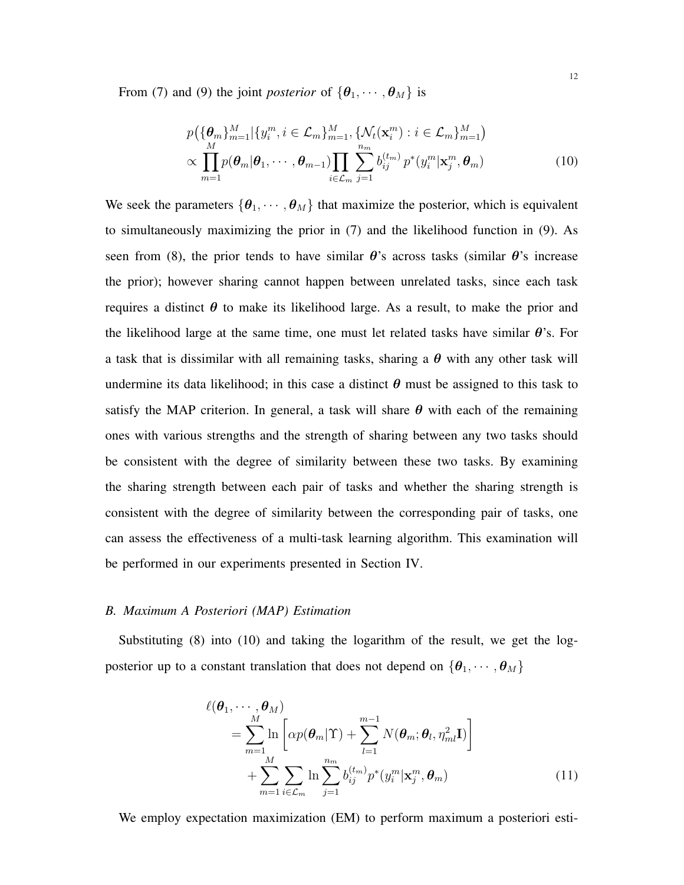From (7) and (9) the joint *posterior* of $\{\boldsymbol{\theta}_1, \cdots, \boldsymbol{\theta}_M\}$ is

$$
\begin{aligned}
& p\big(\{\boldsymbol{\theta}_m\}_{m=1}^M | \{y_i^m, i \in \mathcal{L}_m\}_{m=1}^M, \{\mathcal{N}_t(\mathbf{x}_i^m) : i \in \mathcal{L}_m\}_{m=1}^M\big) \\
& \propto \prod_{m=1}^M p(\boldsymbol{\theta}_m | \boldsymbol{\theta}_1, \cdots, \boldsymbol{\theta}_{m-1}) \prod_{i \in \mathcal{L}_m} \sum_{j=1}^{n_m} b_{ij}^{(t_m)} \, p^*(y_i^m | \mathbf{x}_j^m, \boldsymbol{\theta}_m)
\end{aligned} \tag{10}
$$

We seek the parameters $\{\boldsymbol{\theta}_1, \cdots, \boldsymbol{\theta}_M\}$ that maximize the posterior, which is equivalent to simultaneously maximizing the prior in (7) and the likelihood function in (9). As seen from (8), the prior tends to have similar $\boldsymbol{\theta}$'s across tasks (similar $\boldsymbol{\theta}$'s increase the prior); however sharing cannot happen between unrelated tasks, since each task requires a distinct $\boldsymbol{\theta}$ to make its likelihood large. As a result, to make the prior and the likelihood large at the same time, one must let related tasks have similar $\boldsymbol{\theta}$'s. For a task that is dissimilar with all remaining tasks, sharing a $\boldsymbol{\theta}$ with any other task will undermine its data likelihood; in this case a distinct $\boldsymbol{\theta}$ must be assigned to this task to satisfy the MAP criterion. In general, a task will share $\boldsymbol{\theta}$ with each of the remaining ones with various strengths and the strength of sharing between any two tasks should be consistent with the degree of similarity between these two tasks. By examining the sharing strength between each pair of tasks and whether the sharing strength is consistent with the degree of similarity between the corresponding pair of tasks, one can assess the effectiveness of a multi-task learning algorithm. This examination will be performed in our experiments presented in Section IV.

### *B. Maximum A Posteriori (MAP) Estimation*

Substituting (8) into (10) and taking the logarithm of the result, we get the log-posterior up to a constant translation that does not depend on $\{\boldsymbol{\theta}_1, \cdots, \boldsymbol{\theta}_M\}$

$$
\begin{aligned}
\ell(\boldsymbol{\theta}_1, \cdots, \boldsymbol{\theta}_M) & \\
= & \sum_{m=1}^M \ln\left[\alpha p(\boldsymbol{\theta}_m | \Upsilon) + \sum_{l=1}^{m-1} N(\boldsymbol{\theta}_m; \boldsymbol{\theta}_l, \eta_{ml}^2 \mathbf{I})\right] \\
& + \sum_{m=1}^M \sum_{i \in \mathcal{L}_m} \ln \sum_{j=1}^{n_m} b_{ij}^{(t_m)} p^*(y_i^m | \mathbf{x}_j^m, \boldsymbol{\theta}_m)
\end{aligned} \tag{11}
$$

We employ expectation maximization (EM) to perform maximum a posteriori esti-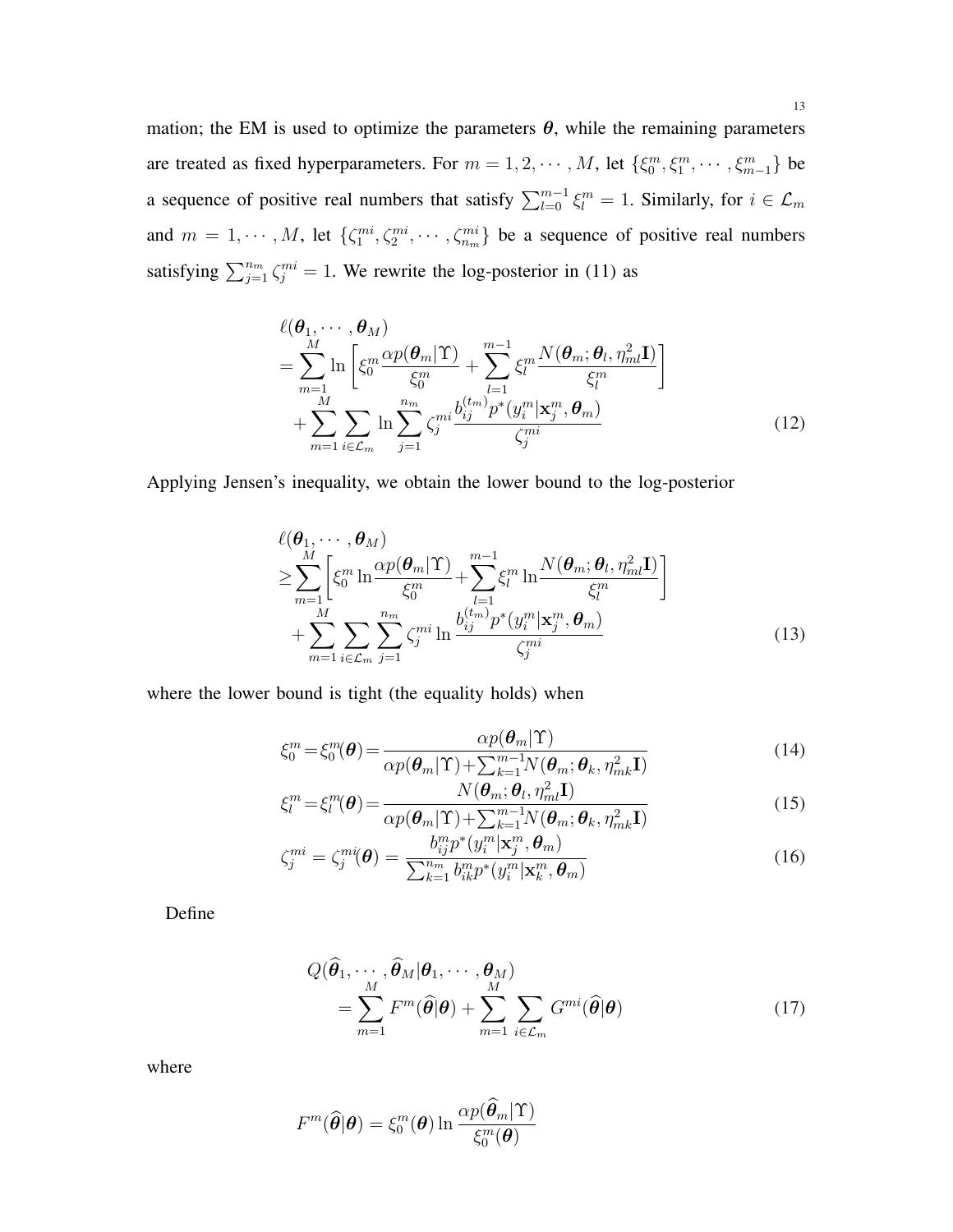mation; the EM is used to optimize the parameters $\boldsymbol{\theta}$, while the remaining parameters are treated as fixed hyperparameters. For $m = 1, 2, \cdots, M$, let $\{\xi_0^m, \xi_1^m, \cdots, \xi_{m-1}^m\}$ be a sequence of positive real numbers that satisfy $\sum_{l=0}^{m-1} \xi_l^m = 1$. Similarly, for $i \in \mathcal{L}_m$ and $m = 1, \cdots, M$, let $\{\zeta_1^{mi}, \zeta_2^{mi}, \cdots, \zeta_{n_m}^{mi}\}$ be a sequence of positive real numbers satisfying $\sum_{j=1}^{n_m} \zeta_j^{mi} = 1$. We rewrite the log-posterior in (11) as

$$
\begin{aligned}
&\ell(\boldsymbol{\theta}_1, \cdots, \boldsymbol{\theta}_M) \\
&= \sum_{m=1}^{M} \ln \left[ \xi_0^m \frac{\alpha p(\boldsymbol{\theta}_m|\Upsilon)}{\xi_0^m} + \sum_{l=1}^{m-1} \xi_l^m \frac{N(\boldsymbol{\theta}_m; \boldsymbol{\theta}_l, \eta_{ml}^2 \mathbf{I})}{\xi_l^m} \right] \\
&\quad + \sum_{m=1}^{M} \sum_{i \in \mathcal{L}_m} \ln \sum_{j=1}^{n_m} \zeta_j^{mi} \frac{b_{ij}^{(t_m)} p^*(y_i^m|\mathbf{x}_j^m, \boldsymbol{\theta}_m)}{\zeta_j^{mi}}
\end{aligned} \tag{12}
$$

Applying Jensen's inequality, we obtain the lower bound to the log-posterior

$$
\begin{aligned}
&\ell(\boldsymbol{\theta}_1, \cdots, \boldsymbol{\theta}_M) \\
&\geq \sum_{m=1}^{M} \left[ \xi_0^m \ln \frac{\alpha p(\boldsymbol{\theta}_m|\Upsilon)}{\xi_0^m} + \sum_{l=1}^{m-1} \xi_l^m \ln \frac{N(\boldsymbol{\theta}_m; \boldsymbol{\theta}_l, \eta_{ml}^2 \mathbf{I})}{\xi_l^m} \right] \\
&\quad + \sum_{m=1}^{M} \sum_{i \in \mathcal{L}_m} \sum_{j=1}^{n_m} \zeta_j^{mi} \ln \frac{b_{ij}^{(t_m)} p^*(y_i^m|\mathbf{x}_j^m, \boldsymbol{\theta}_m)}{\zeta_j^{mi}}
\end{aligned} \tag{13}
$$

where the lower bound is tight (the equality holds) when

$$
\xi_0^m = \xi_0^m(\boldsymbol{\theta}) = \frac{\alpha p(\boldsymbol{\theta}_m|\Upsilon)}{\alpha p(\boldsymbol{\theta}_m|\Upsilon) + \sum_{k=1}^{m-1} N(\boldsymbol{\theta}_m; \boldsymbol{\theta}_k, \eta_{mk}^2 \mathbf{I})} \tag{14}
$$

$$
\xi_l^m = \xi_l^m(\boldsymbol{\theta}) = \frac{N(\boldsymbol{\theta}_m; \boldsymbol{\theta}_l, \eta_{ml}^2 \mathbf{I})}{\alpha p(\boldsymbol{\theta}_m|\Upsilon) + \sum_{k=1}^{m-1} N(\boldsymbol{\theta}_m; \boldsymbol{\theta}_k, \eta_{mk}^2 \mathbf{I})} \tag{15}
$$

$$
\zeta_j^{mi} = \zeta_j^{mi}(\boldsymbol{\theta}) = \frac{b_{ij}^m p^*(y_i^m|\mathbf{x}_j^m, \boldsymbol{\theta}_m)}{\sum_{k=1}^{n_m} b_{ik}^m p^*(y_i^m|\mathbf{x}_k^m, \boldsymbol{\theta}_m)} \tag{16}
$$

Define

$$
\begin{aligned}
&Q(\widehat{\boldsymbol{\theta}}_1, \cdots, \widehat{\boldsymbol{\theta}}_M|\boldsymbol{\theta}_1, \cdots, \boldsymbol{\theta}_M) \\
&\quad = \sum_{m=1}^{M} F^m(\widehat{\boldsymbol{\theta}}|\boldsymbol{\theta}) + \sum_{m=1}^{M} \sum_{i \in \mathcal{L}_m} G^{mi}(\widehat{\boldsymbol{\theta}}|\boldsymbol{\theta})
\end{aligned} \tag{17}
$$

where

$$
F^m(\widehat{\boldsymbol{\theta}}|\boldsymbol{\theta}) = \xi_0^m(\boldsymbol{\theta}) \ln \frac{\alpha p(\widehat{\boldsymbol{\theta}}_m|\Upsilon)}{\xi_0^m(\boldsymbol{\theta})}
$$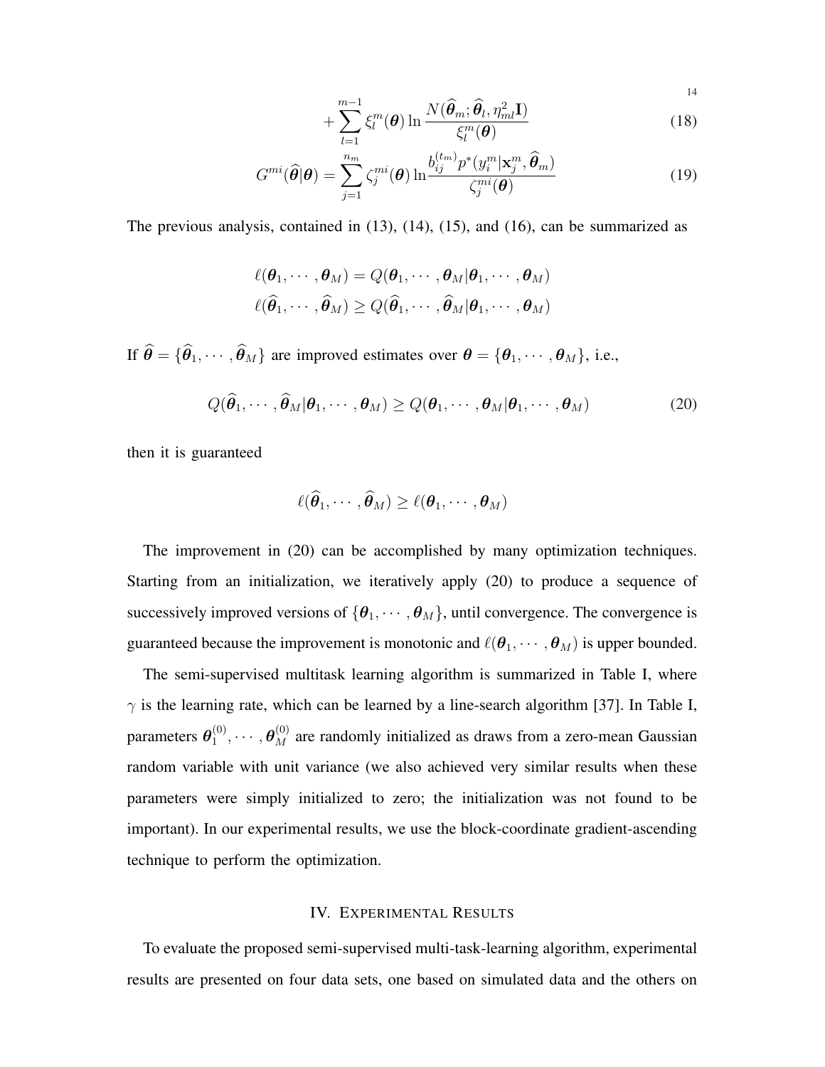$$+ \sum_{l=1}^{m-1} \xi_l^m(\boldsymbol{\theta}) \ln \frac{N(\widehat{\boldsymbol{\theta}}_m; \widehat{\boldsymbol{\theta}}_l, \eta_{ml}^2 \mathbf{I})}{\xi_l^m(\boldsymbol{\theta})} \tag{18}$$

$$G^{mi}(\widehat{\boldsymbol{\theta}}|\boldsymbol{\theta}) = \sum_{j=1}^{n_m} \zeta_j^{mi}(\boldsymbol{\theta}) \ln \frac{b_{ij}^{(t_m)} p^*(y_i^m | \mathbf{x}_j^m, \widehat{\boldsymbol{\theta}}_m)}{\zeta_j^{mi}(\boldsymbol{\theta})} \tag{19}$$

The previous analysis, contained in (13), (14), (15), and (16), can be summarized as

$$\ell(\boldsymbol{\theta}_1, \cdots, \boldsymbol{\theta}_M) = Q(\boldsymbol{\theta}_1, \cdots, \boldsymbol{\theta}_M | \boldsymbol{\theta}_1, \cdots, \boldsymbol{\theta}_M)$$
$$\ell(\widehat{\boldsymbol{\theta}}_1, \cdots, \widehat{\boldsymbol{\theta}}_M) \geq Q(\widehat{\boldsymbol{\theta}}_1, \cdots, \widehat{\boldsymbol{\theta}}_M | \boldsymbol{\theta}_1, \cdots, \boldsymbol{\theta}_M)$$

If $\widehat{\boldsymbol{\theta}} = \{\widehat{\boldsymbol{\theta}}_1, \cdots, \widehat{\boldsymbol{\theta}}_M\}$ are improved estimates over $\boldsymbol{\theta} = \{\boldsymbol{\theta}_1, \cdots, \boldsymbol{\theta}_M\}$, i.e.,

$$Q(\widehat{\boldsymbol{\theta}}_1, \cdots, \widehat{\boldsymbol{\theta}}_M | \boldsymbol{\theta}_1, \cdots, \boldsymbol{\theta}_M) \geq Q(\boldsymbol{\theta}_1, \cdots, \boldsymbol{\theta}_M | \boldsymbol{\theta}_1, \cdots, \boldsymbol{\theta}_M) \tag{20}$$

then it is guaranteed

$$\ell(\widehat{\boldsymbol{\theta}}_1, \cdots, \widehat{\boldsymbol{\theta}}_M) \geq \ell(\boldsymbol{\theta}_1, \cdots, \boldsymbol{\theta}_M)$$

The improvement in (20) can be accomplished by many optimization techniques. Starting from an initialization, we iteratively apply (20) to produce a sequence of successively improved versions of $\{\boldsymbol{\theta}_1, \cdots, \boldsymbol{\theta}_M\}$, until convergence. The convergence is guaranteed because the improvement is monotonic and $\ell(\boldsymbol{\theta}_1, \cdots, \boldsymbol{\theta}_M)$ is upper bounded.

The semi-supervised multitask learning algorithm is summarized in Table I, where $\gamma$ is the learning rate, which can be learned by a line-search algorithm [37]. In Table I, parameters $\boldsymbol{\theta}_1^{(0)}, \cdots, \boldsymbol{\theta}_M^{(0)}$ are randomly initialized as draws from a zero-mean Gaussian random variable with unit variance (we also achieved very similar results when these parameters were simply initialized to zero; the initialization was not found to be important). In our experimental results, we use the block-coordinate gradient-ascending technique to perform the optimization.

## IV. Experimental Results

To evaluate the proposed semi-supervised multi-task-learning algorithm, experimental results are presented on four data sets, one based on simulated data and the others on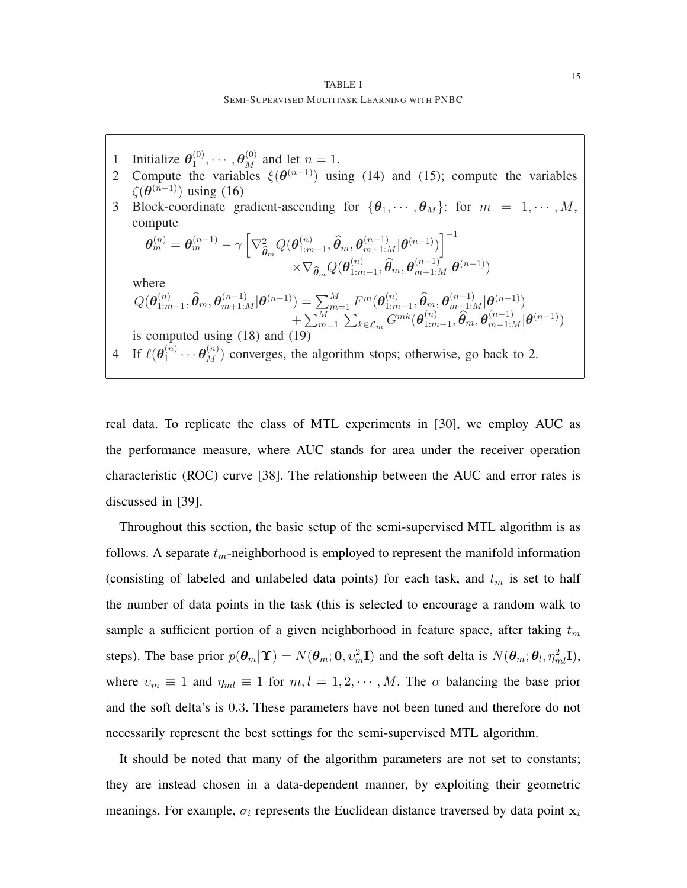TABLE I

SEMI-SUPERVISED MULTITASK LEARNING WITH PNBC

1. Initialize $\boldsymbol{\theta}_1^{(0)}, \cdots, \boldsymbol{\theta}_M^{(0)}$ and let $n = 1$.
2. Compute the variables $\xi(\boldsymbol{\theta}^{(n-1)})$ using (14) and (15); compute the variables $\zeta(\boldsymbol{\theta}^{(n-1)})$ using (16)
3. Block-coordinate gradient-ascending for $\{\boldsymbol{\theta}_1, \cdots, \boldsymbol{\theta}_M\}$: for $m = 1, \cdots, M$, compute
$$\boldsymbol{\theta}_m^{(n)} = \boldsymbol{\theta}_m^{(n-1)} - \gamma \left[ \nabla^2_{\widehat{\boldsymbol{\theta}}_m} Q(\boldsymbol{\theta}_{1:m-1}^{(n)}, \widehat{\boldsymbol{\theta}}_m, \boldsymbol{\theta}_{m+1:M}^{(n-1)} | \boldsymbol{\theta}^{(n-1)}) \right]^{-1} \times \nabla_{\widehat{\boldsymbol{\theta}}_m} Q(\boldsymbol{\theta}_{1:m-1}^{(n)}, \widehat{\boldsymbol{\theta}}_m, \boldsymbol{\theta}_{m+1:M}^{(n-1)} | \boldsymbol{\theta}^{(n-1)})$$
where
$$Q(\boldsymbol{\theta}_{1:m-1}^{(n)}, \widehat{\boldsymbol{\theta}}_m, \boldsymbol{\theta}_{m+1:M}^{(n-1)} | \boldsymbol{\theta}^{(n-1)}) = \sum_{m=1}^{M} F^m(\boldsymbol{\theta}_{1:m-1}^{(n)}, \widehat{\boldsymbol{\theta}}_m, \boldsymbol{\theta}_{m+1:M}^{(n-1)} | \boldsymbol{\theta}^{(n-1)}) + \sum_{m=1}^{M} \sum_{k \in \mathcal{L}_m} G^{mk}(\boldsymbol{\theta}_{1:m-1}^{(n)}, \widehat{\boldsymbol{\theta}}_m, \boldsymbol{\theta}_{m+1:M}^{(n-1)} | \boldsymbol{\theta}^{(n-1)})$$
is computed using (18) and (19)
4. If $\ell(\boldsymbol{\theta}_1^{(n)} \cdots \boldsymbol{\theta}_M^{(n)})$ converges, the algorithm stops; otherwise, go back to 2.

real data. To replicate the class of MTL experiments in [30], we employ AUC as the performance measure, where AUC stands for area under the receiver operation characteristic (ROC) curve [38]. The relationship between the AUC and error rates is discussed in [39].

Throughout this section, the basic setup of the semi-supervised MTL algorithm is as follows. A separate $t_m$-neighborhood is employed to represent the manifold information (consisting of labeled and unlabeled data points) for each task, and $t_m$ is set to half the number of data points in the task (this is selected to encourage a random walk to sample a sufficient portion of a given neighborhood in feature space, after taking $t_m$ steps). The base prior $p(\boldsymbol{\theta}_m|\boldsymbol{\Upsilon}) = N(\boldsymbol{\theta}_m; \mathbf{0}, \upsilon_m^2 \mathbf{I})$ and the soft delta is $N(\boldsymbol{\theta}_m; \boldsymbol{\theta}_l, \eta_{ml}^2 \mathbf{I})$, where $\upsilon_m \equiv 1$ and $\eta_{ml} \equiv 1$ for $m, l = 1, 2, \cdots, M$. The $\alpha$ balancing the base prior and the soft delta's is $0.3$. These parameters have not been tuned and therefore do not necessarily represent the best settings for the semi-supervised MTL algorithm.

It should be noted that many of the algorithm parameters are not set to constants; they are instead chosen in a data-dependent manner, by exploiting their geometric meanings. For example, $\sigma_i$ represents the Euclidean distance traversed by data point $\mathbf{x}_i$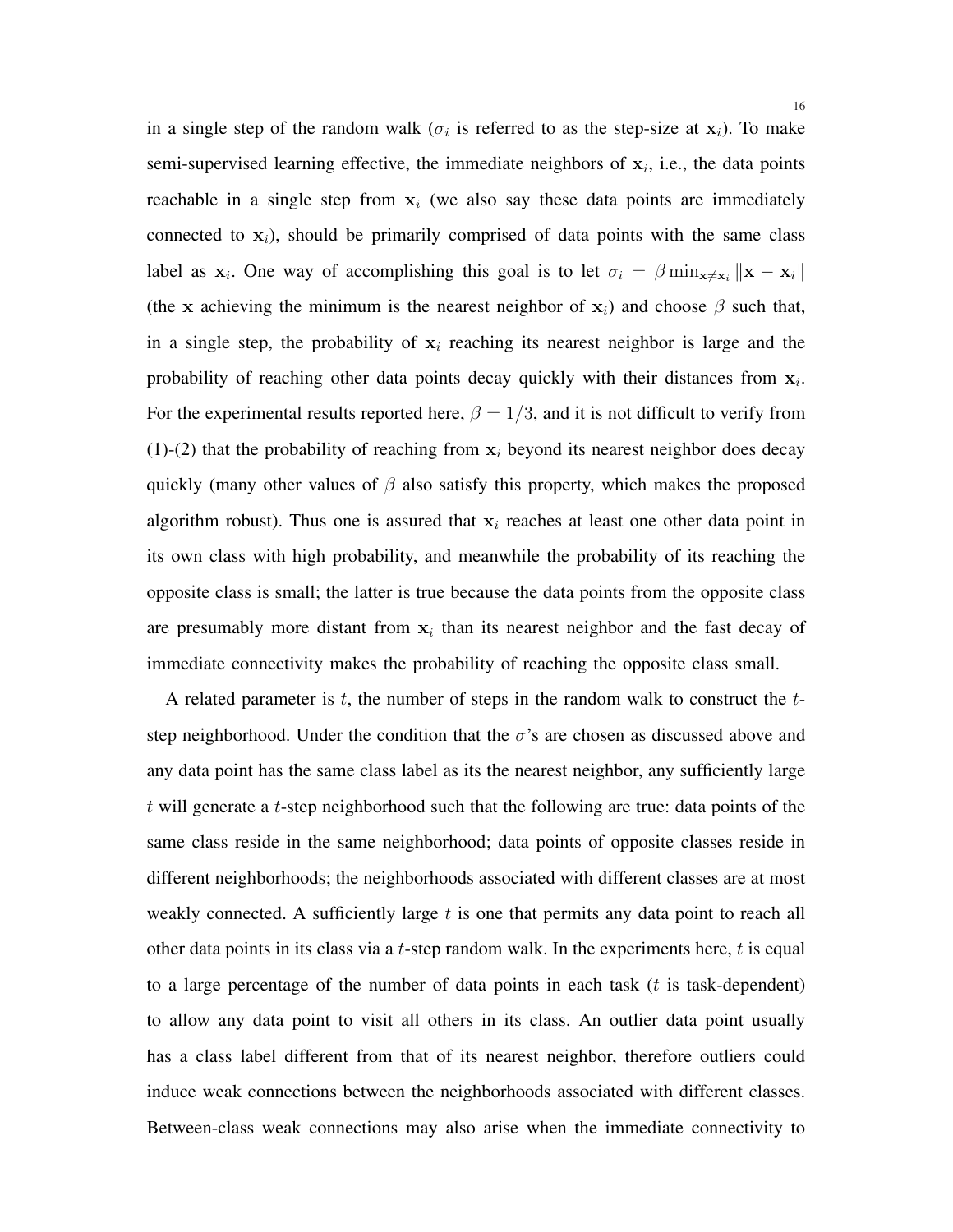in a single step of the random walk ($\sigma_i$ is referred to as the step-size at $\mathbf{x}_i$). To make semi-supervised learning effective, the immediate neighbors of $\mathbf{x}_i$, i.e., the data points reachable in a single step from $\mathbf{x}_i$ (we also say these data points are immediately connected to $\mathbf{x}_i$), should be primarily comprised of data points with the same class label as $\mathbf{x}_i$. One way of accomplishing this goal is to let $\sigma_i = \beta \min_{\mathbf{x} \neq \mathbf{x}_i} \|\mathbf{x} - \mathbf{x}_i\|$ (the $\mathbf{x}$ achieving the minimum is the nearest neighbor of $\mathbf{x}_i$) and choose $\beta$ such that, in a single step, the probability of $\mathbf{x}_i$ reaching its nearest neighbor is large and the probability of reaching other data points decay quickly with their distances from $\mathbf{x}_i$. For the experimental results reported here, $\beta = 1/3$, and it is not difficult to verify from (1)-(2) that the probability of reaching from $\mathbf{x}_i$ beyond its nearest neighbor does decay quickly (many other values of $\beta$ also satisfy this property, which makes the proposed algorithm robust). Thus one is assured that $\mathbf{x}_i$ reaches at least one other data point in its own class with high probability, and meanwhile the probability of its reaching the opposite class is small; the latter is true because the data points from the opposite class are presumably more distant from $\mathbf{x}_i$ than its nearest neighbor and the fast decay of immediate connectivity makes the probability of reaching the opposite class small.

A related parameter is $t$, the number of steps in the random walk to construct the $t$-step neighborhood. Under the condition that the $\sigma$'s are chosen as discussed above and any data point has the same class label as its the nearest neighbor, any sufficiently large $t$ will generate a $t$-step neighborhood such that the following are true: data points of the same class reside in the same neighborhood; data points of opposite classes reside in different neighborhoods; the neighborhoods associated with different classes are at most weakly connected. A sufficiently large $t$ is one that permits any data point to reach all other data points in its class via a $t$-step random walk. In the experiments here, $t$ is equal to a large percentage of the number of data points in each task ($t$ is task-dependent) to allow any data point to visit all others in its class. An outlier data point usually has a class label different from that of its nearest neighbor, therefore outliers could induce weak connections between the neighborhoods associated with different classes. Between-class weak connections may also arise when the immediate connectivity to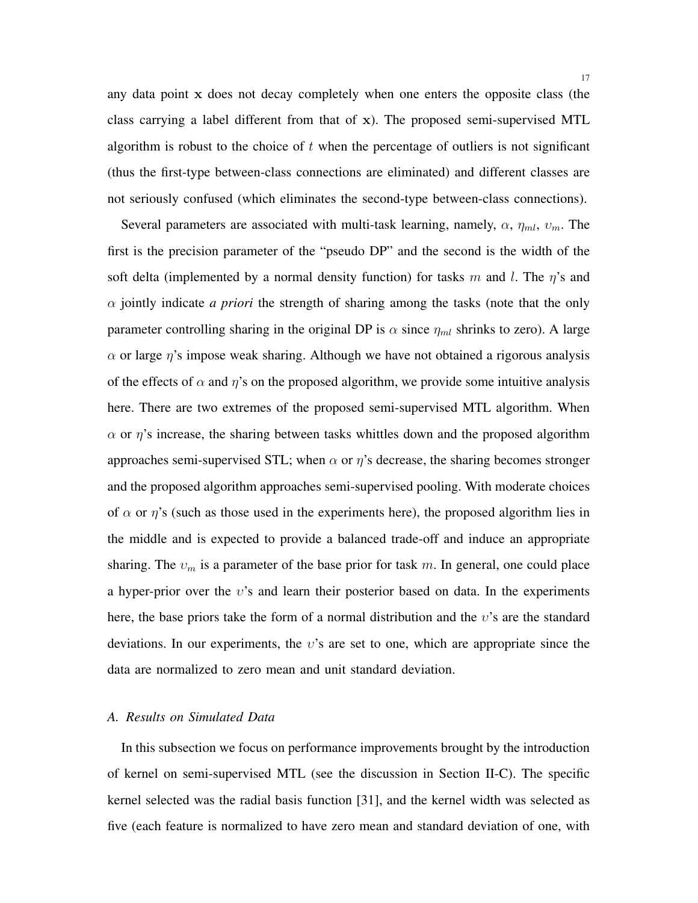any data point $\mathbf{x}$ does not decay completely when one enters the opposite class (the class carrying a label different from that of $\mathbf{x}$). The proposed semi-supervised MTL algorithm is robust to the choice of $t$ when the percentage of outliers is not significant (thus the first-type between-class connections are eliminated) and different classes are not seriously confused (which eliminates the second-type between-class connections).

Several parameters are associated with multi-task learning, namely, $\alpha$, $\eta_{ml}$, $\upsilon_m$. The first is the precision parameter of the "pseudo DP" and the second is the width of the soft delta (implemented by a normal density function) for tasks $m$ and $l$. The $\eta$'s and $\alpha$ jointly indicate *a priori* the strength of sharing among the tasks (note that the only parameter controlling sharing in the original DP is $\alpha$ since $\eta_{ml}$ shrinks to zero). A large $\alpha$ or large $\eta$'s impose weak sharing. Although we have not obtained a rigorous analysis of the effects of $\alpha$ and $\eta$'s on the proposed algorithm, we provide some intuitive analysis here. There are two extremes of the proposed semi-supervised MTL algorithm. When $\alpha$ or $\eta$'s increase, the sharing between tasks whittles down and the proposed algorithm approaches semi-supervised STL; when $\alpha$ or $\eta$'s decrease, the sharing becomes stronger and the proposed algorithm approaches semi-supervised pooling. With moderate choices of $\alpha$ or $\eta$'s (such as those used in the experiments here), the proposed algorithm lies in the middle and is expected to provide a balanced trade-off and induce an appropriate sharing. The $\upsilon_m$ is a parameter of the base prior for task $m$. In general, one could place a hyper-prior over the $\upsilon$'s and learn their posterior based on data. In the experiments here, the base priors take the form of a normal distribution and the $\upsilon$'s are the standard deviations. In our experiments, the $\upsilon$'s are set to one, which are appropriate since the data are normalized to zero mean and unit standard deviation.

### A. Results on Simulated Data

In this subsection we focus on performance improvements brought by the introduction of kernel on semi-supervised MTL (see the discussion in Section II-C). The specific kernel selected was the radial basis function [31], and the kernel width was selected as five (each feature is normalized to have zero mean and standard deviation of one, with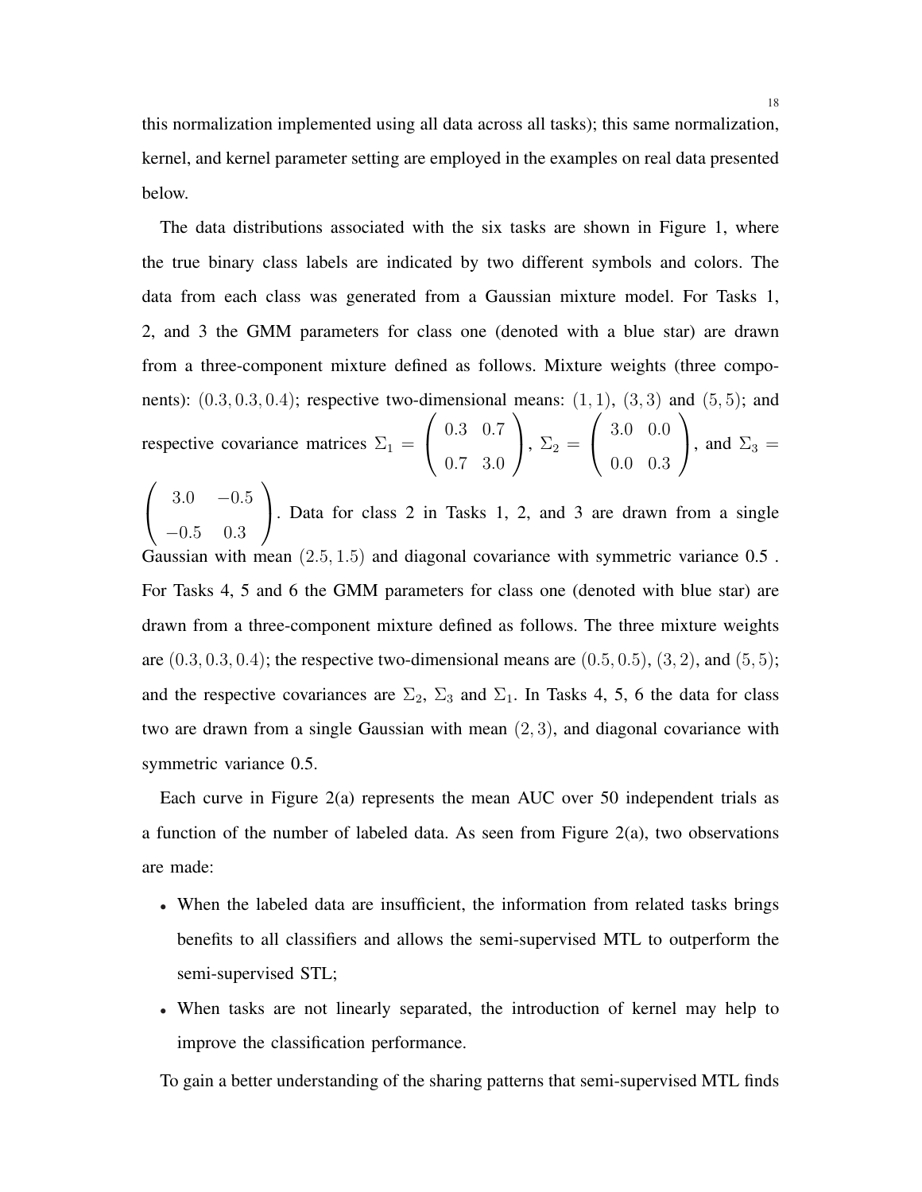this normalization implemented using all data across all tasks); this same normalization, kernel, and kernel parameter setting are employed in the examples on real data presented below.

The data distributions associated with the six tasks are shown in Figure 1, where the true binary class labels are indicated by two different symbols and colors. The data from each class was generated from a Gaussian mixture model. For Tasks 1, 2, and 3 the GMM parameters for class one (denoted with a blue star) are drawn from a three-component mixture defined as follows. Mixture weights (three components): $(0.3, 0.3, 0.4)$; respective two-dimensional means: $(1, 1)$, $(3, 3)$ and $(5, 5)$; and respective covariance matrices $\Sigma_1 = \begin{pmatrix} 0.3 & 0.7 \\ 0.7 & 3.0 \end{pmatrix}$, $\Sigma_2 = \begin{pmatrix} 3.0 & 0.0 \\ 0.0 & 0.3 \end{pmatrix}$, and $\Sigma_3 = \begin{pmatrix} 3.0 & -0.5 \\ -0.5 & 0.3 \end{pmatrix}$. Data for class 2 in Tasks 1, 2, and 3 are drawn from a single Gaussian with mean $(2.5, 1.5)$ and diagonal covariance with symmetric variance 0.5 . For Tasks 4, 5 and 6 the GMM parameters for class one (denoted with blue star) are drawn from a three-component mixture defined as follows. The three mixture weights are $(0.3, 0.3, 0.4)$; the respective two-dimensional means are $(0.5, 0.5)$, $(3, 2)$, and $(5, 5)$; and the respective covariances are $\Sigma_2$, $\Sigma_3$ and $\Sigma_1$. In Tasks 4, 5, 6 the data for class two are drawn from a single Gaussian with mean $(2, 3)$, and diagonal covariance with symmetric variance 0.5.

Each curve in Figure 2(a) represents the mean AUC over 50 independent trials as a function of the number of labeled data. As seen from Figure 2(a), two observations are made:

- When the labeled data are insufficient, the information from related tasks brings benefits to all classifiers and allows the semi-supervised MTL to outperform the semi-supervised STL;
- When tasks are not linearly separated, the introduction of kernel may help to improve the classification performance.

To gain a better understanding of the sharing patterns that semi-supervised MTL finds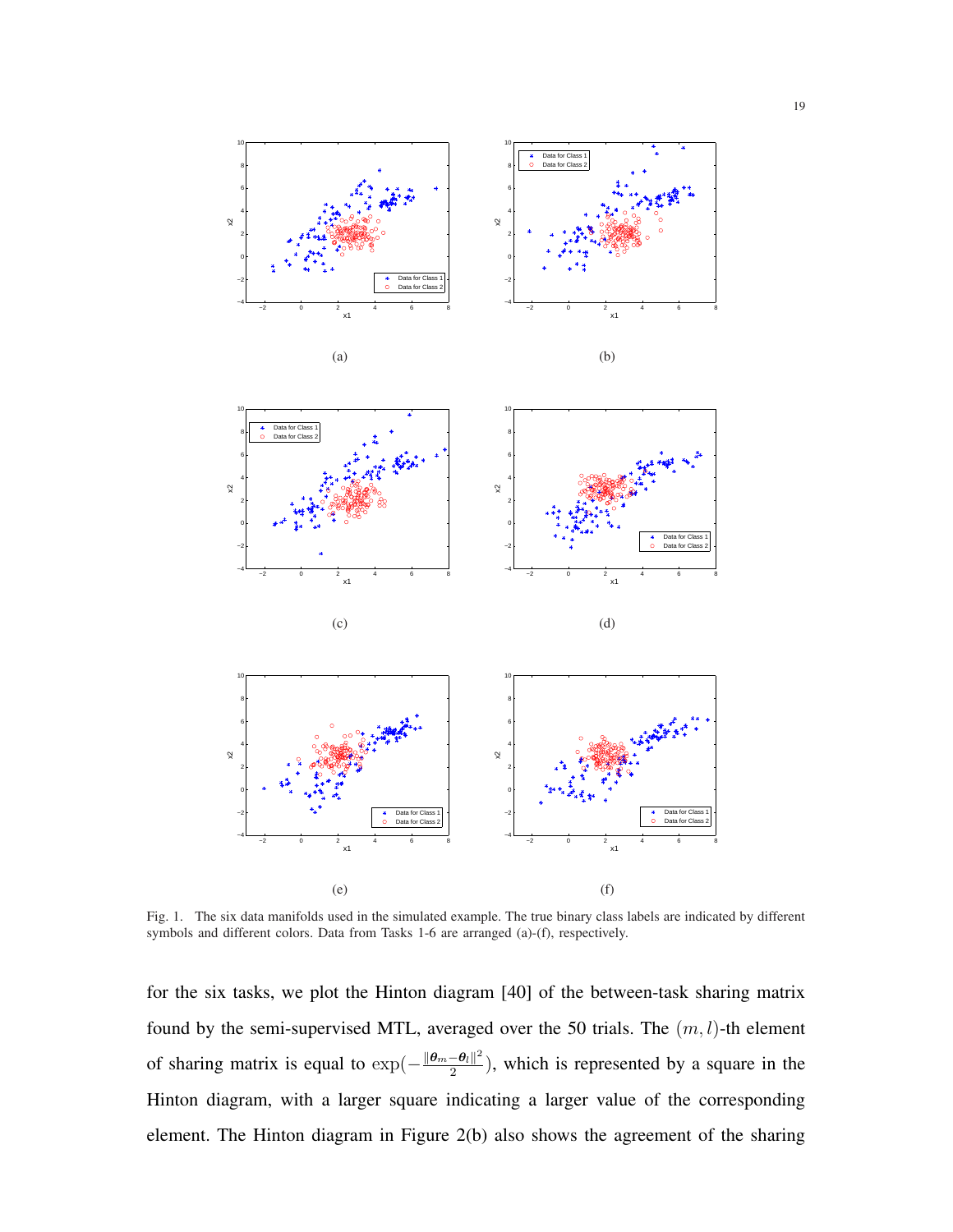x2

x1

Data for Class 1

Data for Class 2

(a)

(b)

(c)

(d)

(e)

(f)

Fig. 1. The six data manifolds used in the simulated example. The true binary class labels are indicated by different symbols and different colors. Data from Tasks 1-6 are arranged (a)-(f), respectively.

for the six tasks, we plot the Hinton diagram [40] of the between-task sharing matrix found by the semi-supervised MTL, averaged over the 50 trials. The $(m, l)$-th element of sharing matrix is equal to $\exp(-\frac{\|\boldsymbol{\theta}_m - \boldsymbol{\theta}_l\|^2}{2})$, which is represented by a square in the Hinton diagram, with a larger square indicating a larger value of the corresponding element. The Hinton diagram in Figure 2(b) also shows the agreement of the sharing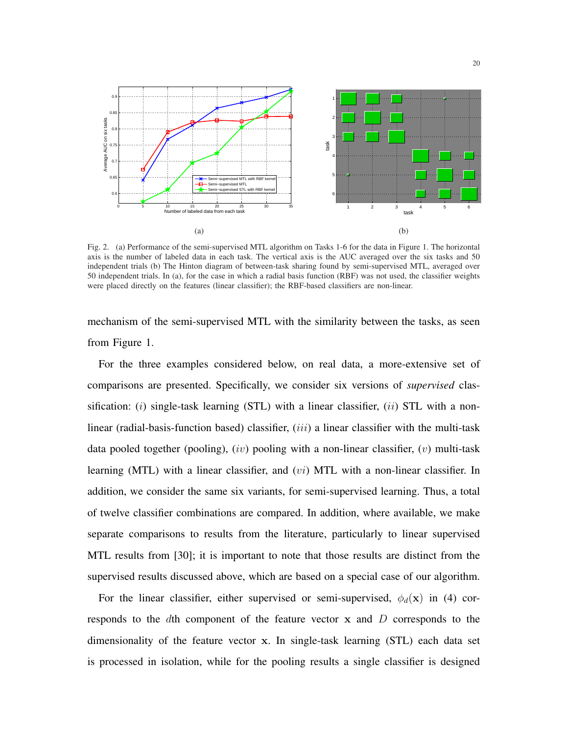Average AUC on six tasks

0.9
0.85
0.8
0.75
0.7
0.65
0.6

0 5 10 15 20 25 30 35

Number of labeled data from each task

Semi−supervised MTL with RBF kernel
Semi−supervised MTL
Semi−supervised STL with RBF kernel

(a)

task

1
2
3
4
5
6

1 2 3 4 5 6

task

(b)

Fig. 2. (a) Performance of the semi-supervised MTL algorithm on Tasks 1-6 for the data in Figure 1. The horizontal axis is the number of labeled data in each task. The vertical axis is the AUC averaged over the six tasks and 50 independent trials (b) The Hinton diagram of between-task sharing found by semi-supervised MTL, averaged over 50 independent trials. In (a), for the case in which a radial basis function (RBF) was not used, the classifier weights were placed directly on the features (linear classifier); the RBF-based classifiers are non-linear.

mechanism of the semi-supervised MTL with the similarity between the tasks, as seen from Figure 1.

For the three examples considered below, on real data, a more-extensive set of comparisons are presented. Specifically, we consider six versions of *supervised* classification: $(i)$ single-task learning (STL) with a linear classifier, $(ii)$ STL with a non-linear (radial-basis-function based) classifier, $(iii)$ a linear classifier with the multi-task data pooled together (pooling), $(iv)$ pooling with a non-linear classifier, $(v)$ multi-task learning (MTL) with a linear classifier, and $(vi)$ MTL with a non-linear classifier. In addition, we consider the same six variants, for semi-supervised learning. Thus, a total of twelve classifier combinations are compared. In addition, where available, we make separate comparisons to results from the literature, particularly to linear supervised MTL results from [30]; it is important to note that those results are distinct from the supervised results discussed above, which are based on a special case of our algorithm.

For the linear classifier, either supervised or semi-supervised, $\phi_d(\mathbf{x})$ in (4) corresponds to the $d$th component of the feature vector $\mathbf{x}$ and $D$ corresponds to the dimensionality of the feature vector $\mathbf{x}$. In single-task learning (STL) each data set is processed in isolation, while for the pooling results a single classifier is designed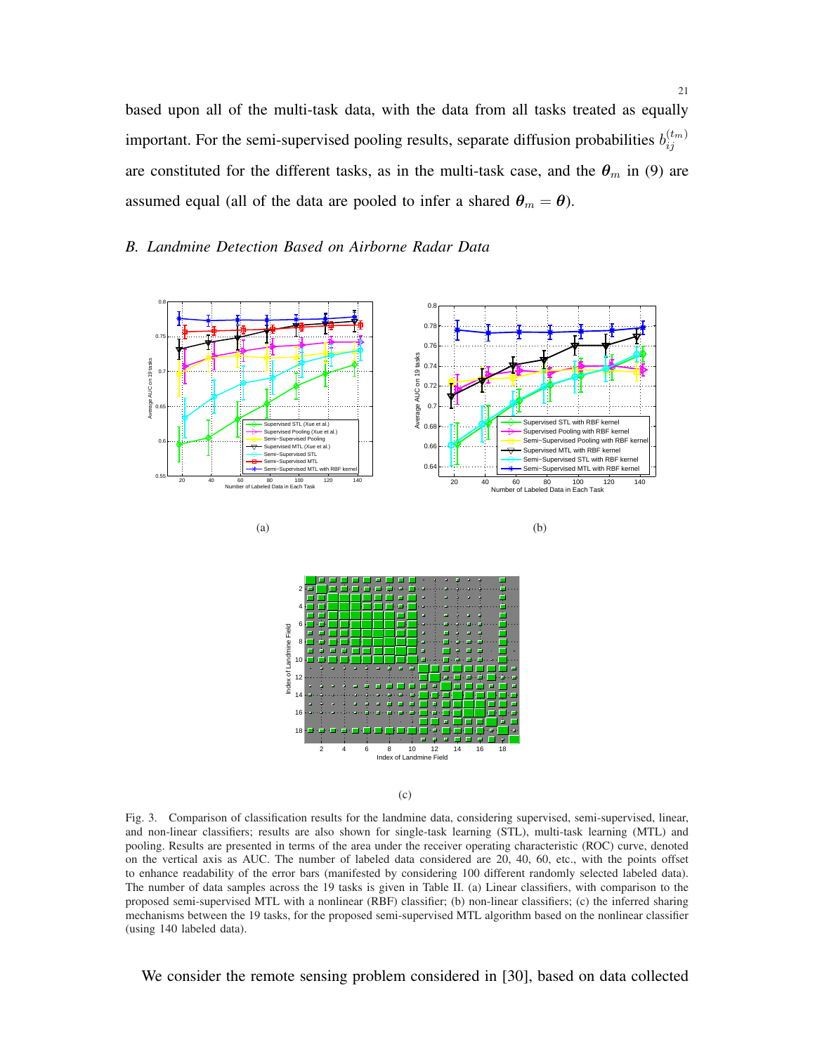based upon all of the multi-task data, with the data from all tasks treated as equally important. For the semi-supervised pooling results, separate diffusion probabilities $b_{ij}^{(t_m)}$ are constituted for the different tasks, as in the multi-task case, and the $\boldsymbol{\theta}_m$ in (9) are assumed equal (all of the data are pooled to infer a shared $\boldsymbol{\theta}_m = \boldsymbol{\theta}$).

### *B. Landmine Detection Based on Airborne Radar Data*

Average AUC on 19 tasks

Number of Labeled Data in Each Task

Supervised STL (Xue et al.)
Supervised Pooling (Xue et al.)
Semi−Supervised Pooling
Supervised MTL (Xue et al.)
Semi−Supervised STL
Semi−Supervised MTL
Semi−Supervised MTL with RBF kernel

(a)

Average AUC on 19 tasks

Number of Labeled Data in Each Task

Supervised STL with RBF kernel
Supervised Pooling with RBF kernel
Semi−Supervised Pooling with RBF kernel
Supervised MTL with RBF kernel
Semi−Supervised STL with RBF kernel
Semi−Supervised MTL with RBF kernel

(b)

Index of Landmine Field

Index of Landmine Field

(c)

Fig. 3. Comparison of classification results for the landmine data, considering supervised, semi-supervised, linear, and non-linear classifiers; results are also shown for single-task learning (STL), multi-task learning (MTL) and pooling. Results are presented in terms of the area under the receiver operating characteristic (ROC) curve, denoted on the vertical axis as AUC. The number of labeled data considered are 20, 40, 60, etc., with the points offset to enhance readability of the error bars (manifested by considering 100 different randomly selected labeled data). The number of data samples across the 19 tasks is given in Table II. (a) Linear classifiers, with comparison to the proposed semi-supervised MTL with a nonlinear (RBF) classifier; (b) non-linear classifiers; (c) the inferred sharing mechanisms between the 19 tasks, for the proposed semi-supervised MTL algorithm based on the nonlinear classifier (using 140 labeled data).

We consider the remote sensing problem considered in [30], based on data collected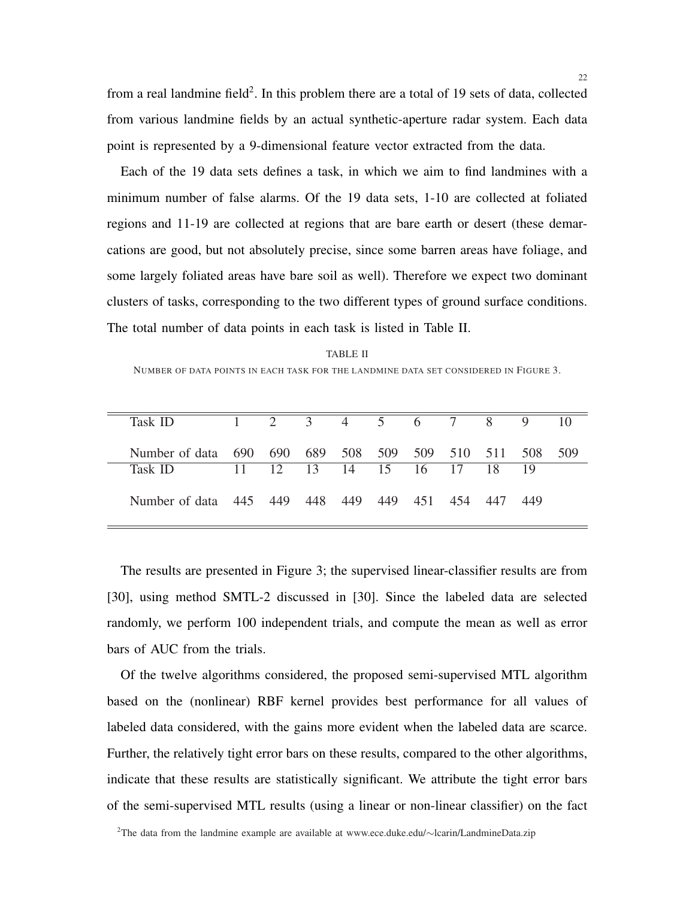from a real landmine field[2]. In this problem there are a total of 19 sets of data, collected from various landmine fields by an actual synthetic-aperture radar system. Each data point is represented by a 9-dimensional feature vector extracted from the data.

Each of the 19 data sets defines a task, in which we aim to find landmines with a minimum number of false alarms. Of the 19 data sets, 1-10 are collected at foliated regions and 11-19 are collected at regions that are bare earth or desert (these demarcations are good, but not absolutely precise, since some barren areas have foliage, and some largely foliated areas have bare soil as well). Therefore we expect two dominant clusters of tasks, corresponding to the two different types of ground surface conditions. The total number of data points in each task is listed in Table II.

TABLE II

NUMBER OF DATA POINTS IN EACH TASK FOR THE LANDMINE DATA SET CONSIDERED IN FIGURE 3.

| | | | | | | | | | | |
|---|---|---|---|---|---|---|---|---|---|---|
| Task ID | 1 | 2 | 3 | 4 | 5 | 6 | 7 | 8 | 9 | 10 |
| Number of data | 690 | 690 | 689 | 508 | 509 | 509 | 510 | 511 | 508 | 509 |
| Task ID | 11 | 12 | 13 | 14 | 15 | 16 | 17 | 18 | 19 | |
| Number of data | 445 | 449 | 448 | 449 | 449 | 451 | 454 | 447 | 449 | |

The results are presented in Figure 3; the supervised linear-classifier results are from [30], using method SMTL-2 discussed in [30]. Since the labeled data are selected randomly, we perform 100 independent trials, and compute the mean as well as error bars of AUC from the trials.

Of the twelve algorithms considered, the proposed semi-supervised MTL algorithm based on the (nonlinear) RBF kernel provides best performance for all values of labeled data considered, with the gains more evident when the labeled data are scarce. Further, the relatively tight error bars on these results, compared to the other algorithms, indicate that these results are statistically significant. We attribute the tight error bars of the semi-supervised MTL results (using a linear or non-linear classifier) on the fact

[2]The data from the landmine example are available at www.ece.duke.edu/∼lcarin/LandmineData.zip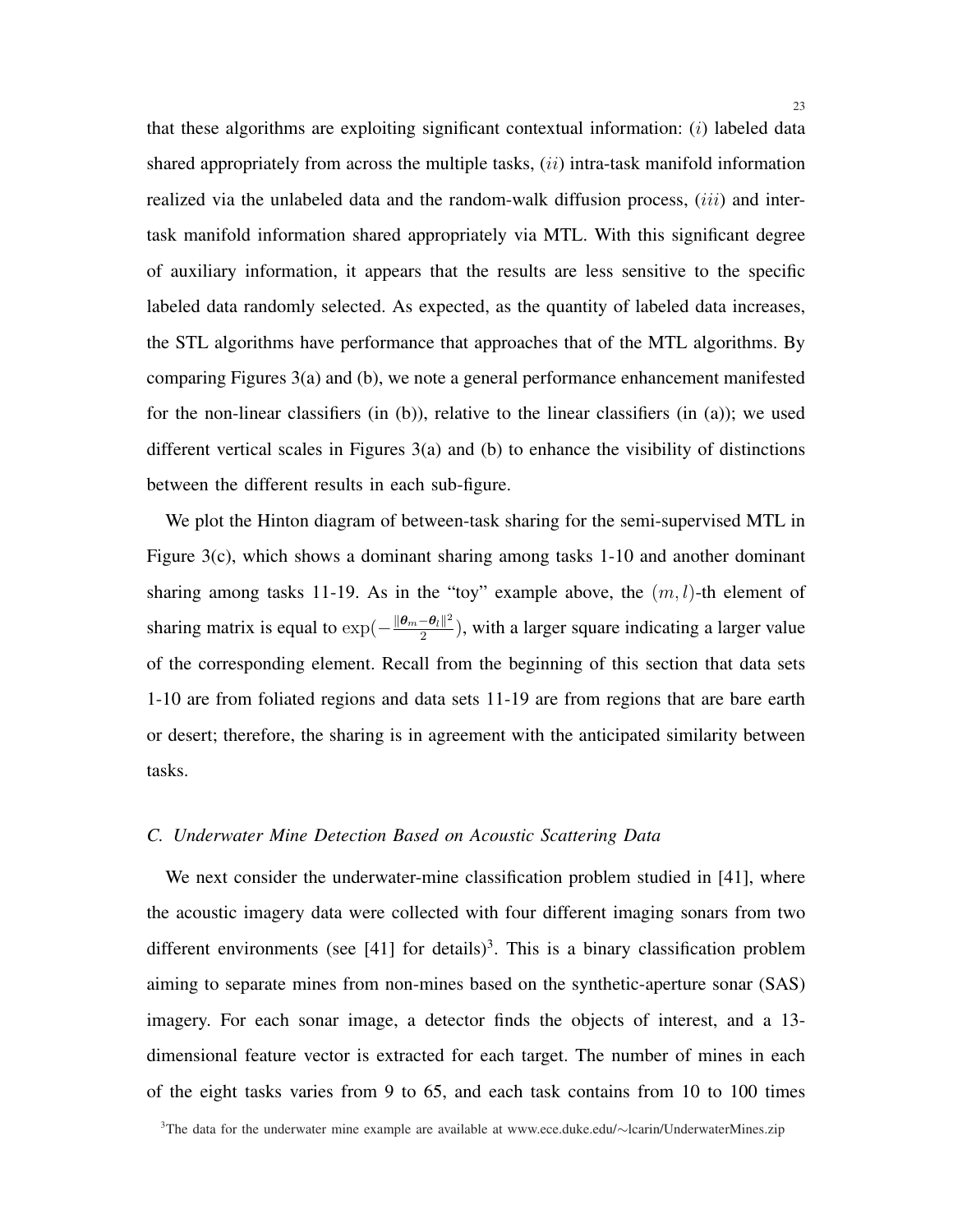that these algorithms are exploiting significant contextual information: ($i$) labeled data shared appropriately from across the multiple tasks, ($ii$) intra-task manifold information realized via the unlabeled data and the random-walk diffusion process, ($iii$) and inter-task manifold information shared appropriately via MTL. With this significant degree of auxiliary information, it appears that the results are less sensitive to the specific labeled data randomly selected. As expected, as the quantity of labeled data increases, the STL algorithms have performance that approaches that of the MTL algorithms. By comparing Figures 3(a) and (b), we note a general performance enhancement manifested for the non-linear classifiers (in (b)), relative to the linear classifiers (in (a)); we used different vertical scales in Figures 3(a) and (b) to enhance the visibility of distinctions between the different results in each sub-figure.

We plot the Hinton diagram of between-task sharing for the semi-supervised MTL in Figure 3(c), which shows a dominant sharing among tasks 1-10 and another dominant sharing among tasks 11-19. As in the "toy" example above, the $(m, l)$-th element of sharing matrix is equal to $\exp(-\frac{\|\boldsymbol{\theta}_m - \boldsymbol{\theta}_l\|^2}{2})$, with a larger square indicating a larger value of the corresponding element. Recall from the beginning of this section that data sets 1-10 are from foliated regions and data sets 11-19 are from regions that are bare earth or desert; therefore, the sharing is in agreement with the anticipated similarity between tasks.

### *C. Underwater Mine Detection Based on Acoustic Scattering Data*

We next consider the underwater-mine classification problem studied in [41], where the acoustic imagery data were collected with four different imaging sonars from two different environments (see [41] for details)[3]. This is a binary classification problem aiming to separate mines from non-mines based on the synthetic-aperture sonar (SAS) imagery. For each sonar image, a detector finds the objects of interest, and a 13-dimensional feature vector is extracted for each target. The number of mines in each of the eight tasks varies from 9 to 65, and each task contains from 10 to 100 times

[3]The data for the underwater mine example are available at www.ece.duke.edu/∼lcarin/UnderwaterMines.zip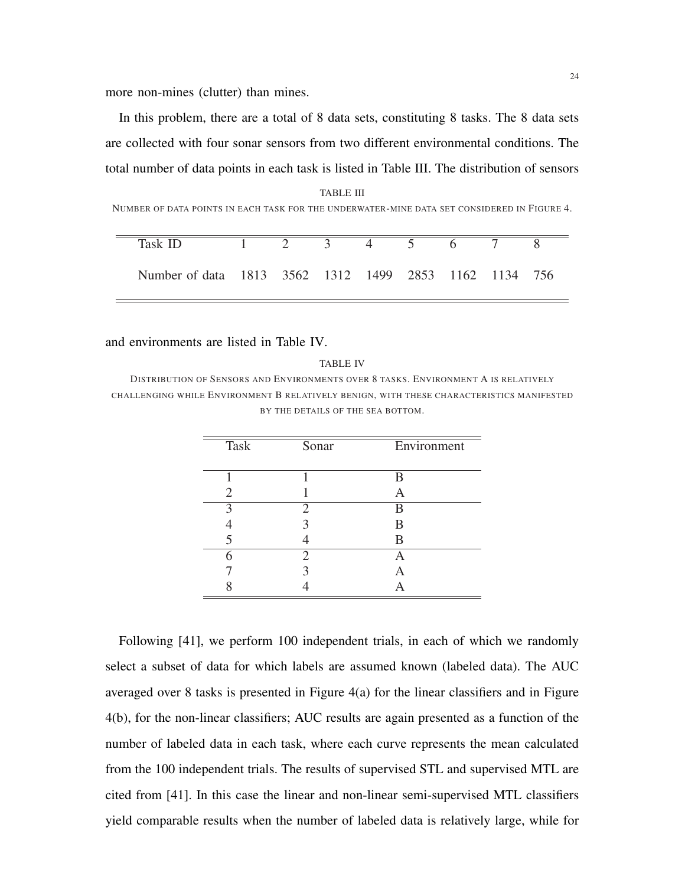more non-mines (clutter) than mines.

In this problem, there are a total of 8 data sets, constituting 8 tasks. The 8 data sets are collected with four sonar sensors from two different environmental conditions. The total number of data points in each task is listed in Table III. The distribution of sensors and environments are listed in Table IV.

TABLE III
NUMBER OF DATA POINTS IN EACH TASK FOR THE UNDERWATER-MINE DATA SET CONSIDERED IN FIGURE 4.

| Task ID | 1 | 2 | 3 | 4 | 5 | 6 | 7 | 8 |
|---|---|---|---|---|---|---|---|---|
| Number of data | 1813 | 3562 | 1312 | 1499 | 2853 | 1162 | 1134 | 756 |

TABLE IV
DISTRIBUTION OF SENSORS AND ENVIRONMENTS OVER 8 TASKS. ENVIRONMENT A IS RELATIVELY CHALLENGING WHILE ENVIRONMENT B RELATIVELY BENIGN, WITH THESE CHARACTERISTICS MANIFESTED BY THE DETAILS OF THE SEA BOTTOM.

| Task | Sonar | Environment |
|---|---|---|
| 1 | 1 | B |
| 2 | 1 | A |
| 3 | 2 | B |
| 4 | 3 | B |
| 5 | 4 | B |
| 6 | 2 | A |
| 7 | 3 | A |
| 8 | 4 | A |

Following [41], we perform 100 independent trials, in each of which we randomly select a subset of data for which labels are assumed known (labeled data). The AUC averaged over 8 tasks is presented in Figure 4(a) for the linear classifiers and in Figure 4(b), for the non-linear classifiers; AUC results are again presented as a function of the number of labeled data in each task, where each curve represents the mean calculated from the 100 independent trials. The results of supervised STL and supervised MTL are cited from [41]. In this case the linear and non-linear semi-supervised MTL classifiers yield comparable results when the number of labeled data is relatively large, while for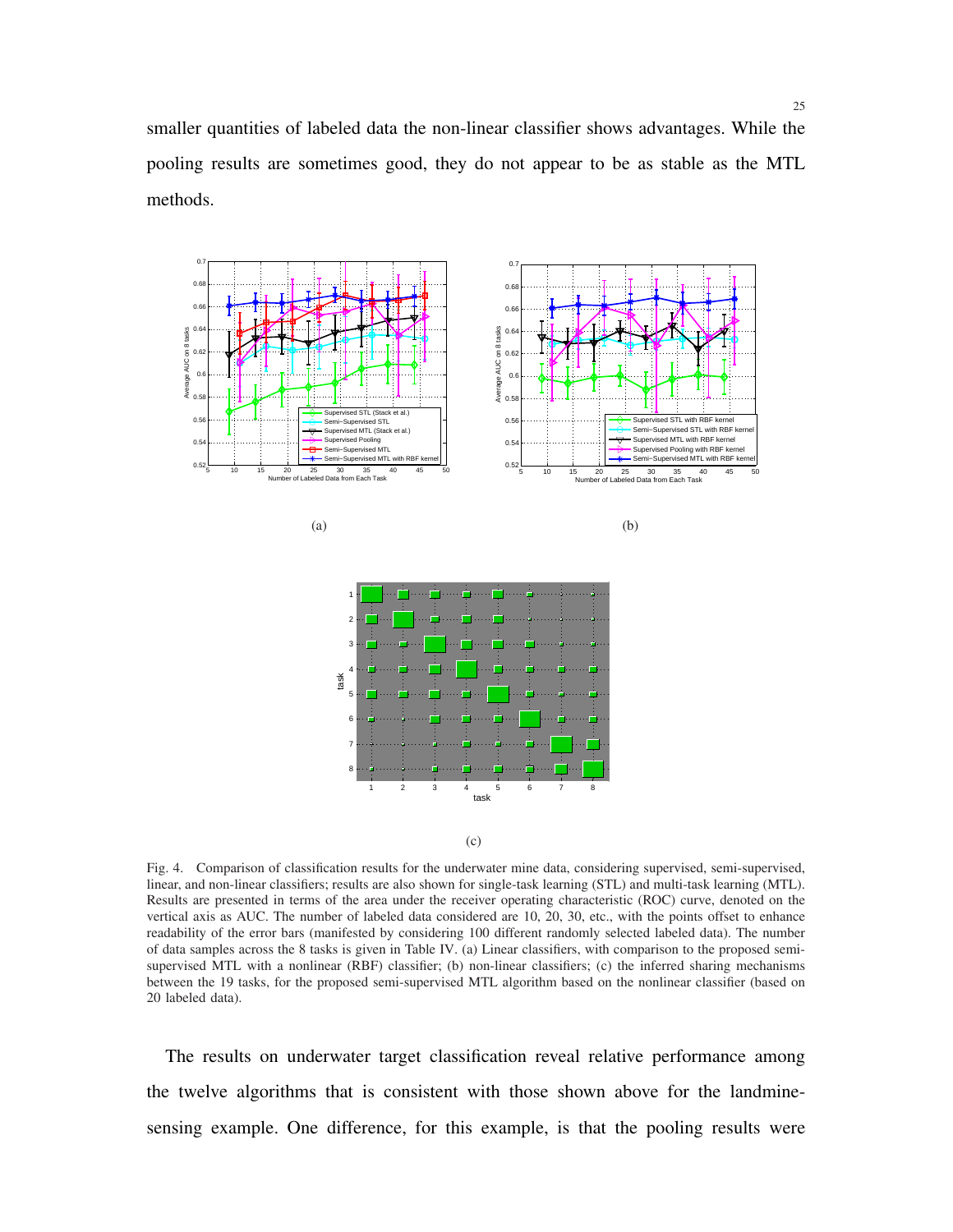smaller quantities of labeled data the non-linear classifier shows advantages. While the pooling results are sometimes good, they do not appear to be as stable as the MTL methods.

(a)

(b)

(c)

Fig. 4. Comparison of classification results for the underwater mine data, considering supervised, semi-supervised, linear, and non-linear classifiers; results are also shown for single-task learning (STL) and multi-task learning (MTL). Results are presented in terms of the area under the receiver operating characteristic (ROC) curve, denoted on the vertical axis as AUC. The number of labeled data considered are 10, 20, 30, etc., with the points offset to enhance readability of the error bars (manifested by considering 100 different randomly selected labeled data). The number of data samples across the 8 tasks is given in Table IV. (a) Linear classifiers, with comparison to the proposed semi-supervised MTL with a nonlinear (RBF) classifier; (b) non-linear classifiers; (c) the inferred sharing mechanisms between the 19 tasks, for the proposed semi-supervised MTL algorithm based on the nonlinear classifier (based on 20 labeled data).

The results on underwater target classification reveal relative performance among the twelve algorithms that is consistent with those shown above for the landmine-sensing example. One difference, for this example, is that the pooling results were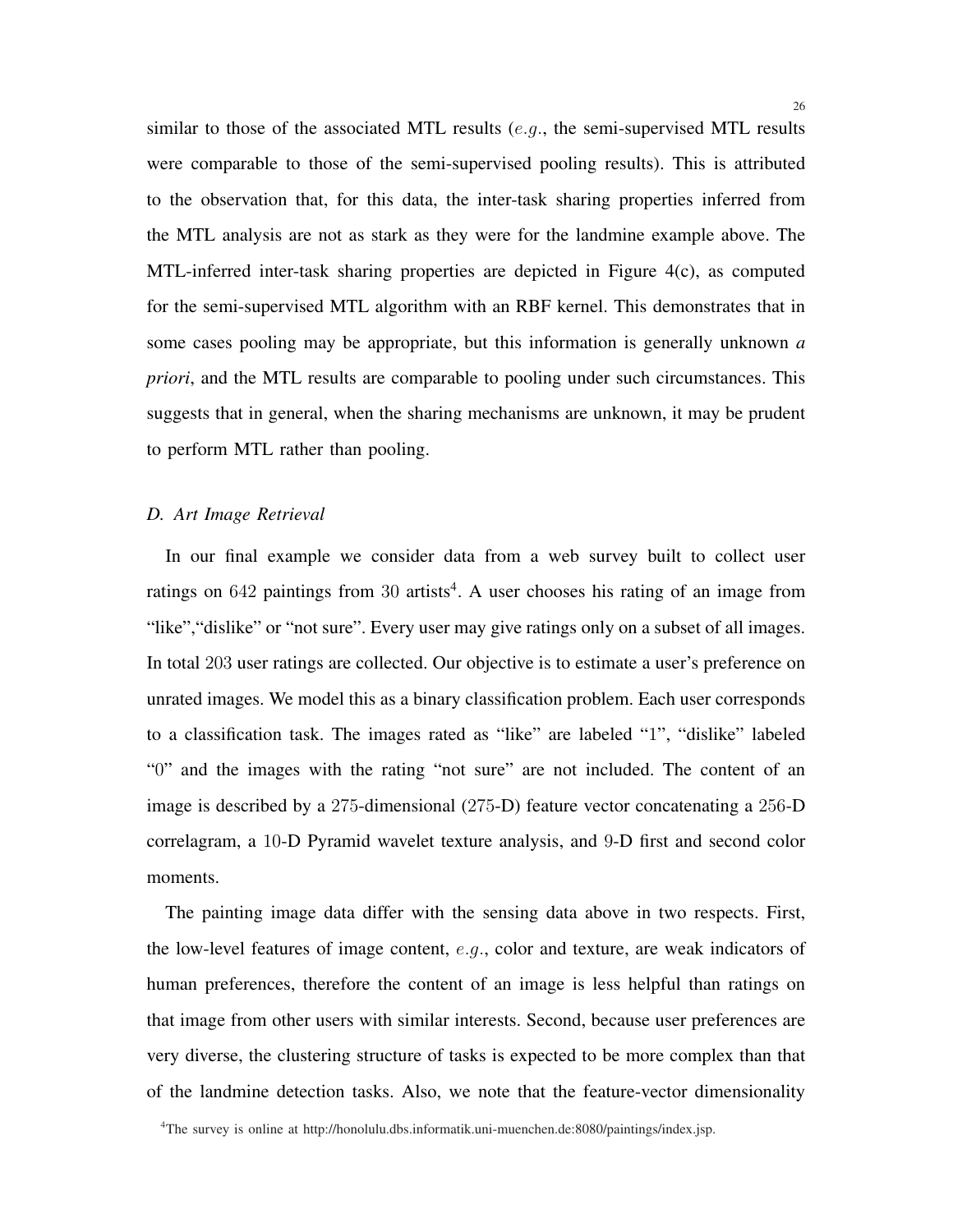similar to those of the associated MTL results ($e.g.$, the semi-supervised MTL results were comparable to those of the semi-supervised pooling results). This is attributed to the observation that, for this data, the inter-task sharing properties inferred from the MTL analysis are not as stark as they were for the landmine example above. The MTL-inferred inter-task sharing properties are depicted in Figure 4(c), as computed for the semi-supervised MTL algorithm with an RBF kernel. This demonstrates that in some cases pooling may be appropriate, but this information is generally unknown *a priori*, and the MTL results are comparable to pooling under such circumstances. This suggests that in general, when the sharing mechanisms are unknown, it may be prudent to perform MTL rather than pooling.

### *D. Art Image Retrieval*

In our final example we consider data from a web survey built to collect user ratings on $642$ paintings from $30$ artists[4]. A user chooses his rating of an image from "like","dislike" or "not sure". Every user may give ratings only on a subset of all images. In total $203$ user ratings are collected. Our objective is to estimate a user's preference on unrated images. We model this as a binary classification problem. Each user corresponds to a classification task. The images rated as "like" are labeled "$1$", "dislike" labeled "$0$" and the images with the rating "not sure" are not included. The content of an image is described by a $275$-dimensional ($275$-D) feature vector concatenating a $256$-D correlagram, a $10$-D Pyramid wavelet texture analysis, and $9$-D first and second color moments.

The painting image data differ with the sensing data above in two respects. First, the low-level features of image content, $e.g.$, color and texture, are weak indicators of human preferences, therefore the content of an image is less helpful than ratings on that image from other users with similar interests. Second, because user preferences are very diverse, the clustering structure of tasks is expected to be more complex than that of the landmine detection tasks. Also, we note that the feature-vector dimensionality

[4]The survey is online at http://honolulu.dbs.informatik.uni-muenchen.de:8080/paintings/index.jsp.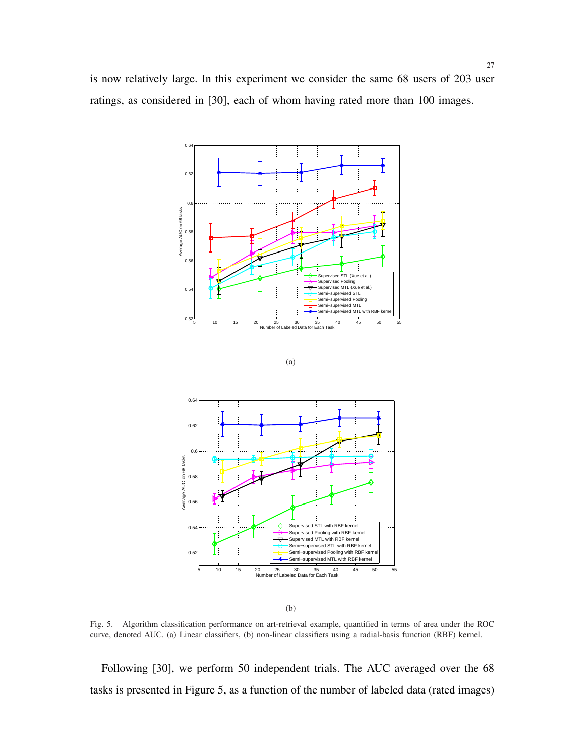is now relatively large. In this experiment we consider the same 68 users of 203 user ratings, as considered in [30], each of whom having rated more than 100 images.

0.64
0.62
0.6
0.58
0.56
0.54
0.52
Average AUC on 68 tasks
5 10 15 20 25 30 35 40 45 50 55
Number of Labeled Data for Each Task
Supervised STL (Xue et al.)
Supervised Pooling
Supervised MTL (Xue et al.)
Semi−supervised STL
Semi−supervised Pooling
Semi−supervised MTL
Semi−supervised MTL with RBF kernel

(a)

0.64
0.62
0.6
0.58
0.56
0.54
0.52
Aver age AUC on 68 tasks
5 10 15 20 25 30 35 40 45 50 55
Number of Labeled Data for Each Task
Supervised STL with RBF kernel
Supervised Pooling with RBF kernel
Supervised MTL with RBF kernel
Semi−supervised STL with RBF kernel
Semi−supervised Pooling with RBF kernel
Semi−supervised MTL with RBF kernel

(b)

Fig. 5. Algorithm classification performance on art-retrieval example, quantified in terms of area under the ROC curve, denoted AUC. (a) Linear classifiers, (b) non-linear classifiers using a radial-basis function (RBF) kernel.

Following [30], we perform 50 independent trials. The AUC averaged over the 68 tasks is presented in Figure 5, as a function of the number of labeled data (rated images)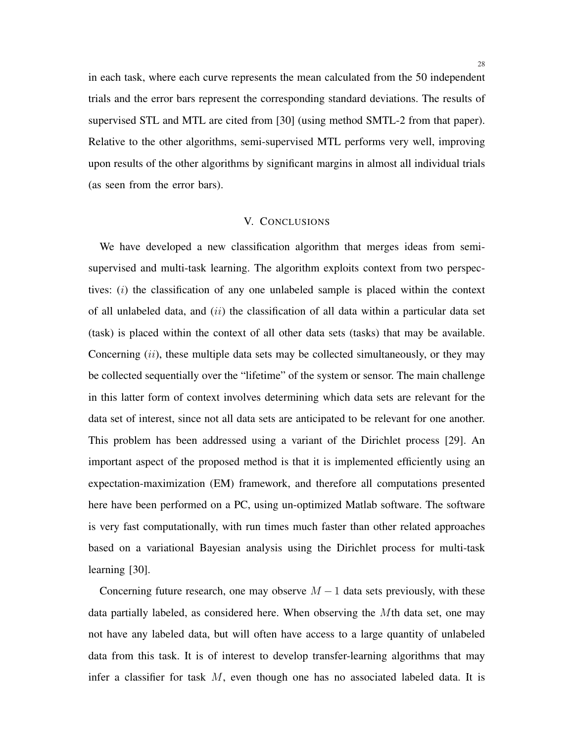in each task, where each curve represents the mean calculated from the 50 independent trials and the error bars represent the corresponding standard deviations. The results of supervised STL and MTL are cited from [30] (using method SMTL-2 from that paper). Relative to the other algorithms, semi-supervised MTL performs very well, improving upon results of the other algorithms by significant margins in almost all individual trials (as seen from the error bars).

## V. CONCLUSIONS

We have developed a new classification algorithm that merges ideas from semi-supervised and multi-task learning. The algorithm exploits context from two perspectives: $(i)$ the classification of any one unlabeled sample is placed within the context of all unlabeled data, and $(ii)$ the classification of all data within a particular data set (task) is placed within the context of all other data sets (tasks) that may be available. Concerning $(ii)$, these multiple data sets may be collected simultaneously, or they may be collected sequentially over the "lifetime" of the system or sensor. The main challenge in this latter form of context involves determining which data sets are relevant for the data set of interest, since not all data sets are anticipated to be relevant for one another. This problem has been addressed using a variant of the Dirichlet process [29]. An important aspect of the proposed method is that it is implemented efficiently using an expectation-maximization (EM) framework, and therefore all computations presented here have been performed on a PC, using un-optimized Matlab software. The software is very fast computationally, with run times much faster than other related approaches based on a variational Bayesian analysis using the Dirichlet process for multi-task learning [30].

Concerning future research, one may observe $M-1$ data sets previously, with these data partially labeled, as considered here. When observing the $M$th data set, one may not have any labeled data, but will often have access to a large quantity of unlabeled data from this task. It is of interest to develop transfer-learning algorithms that may infer a classifier for task $M$, even though one has no associated labeled data. It is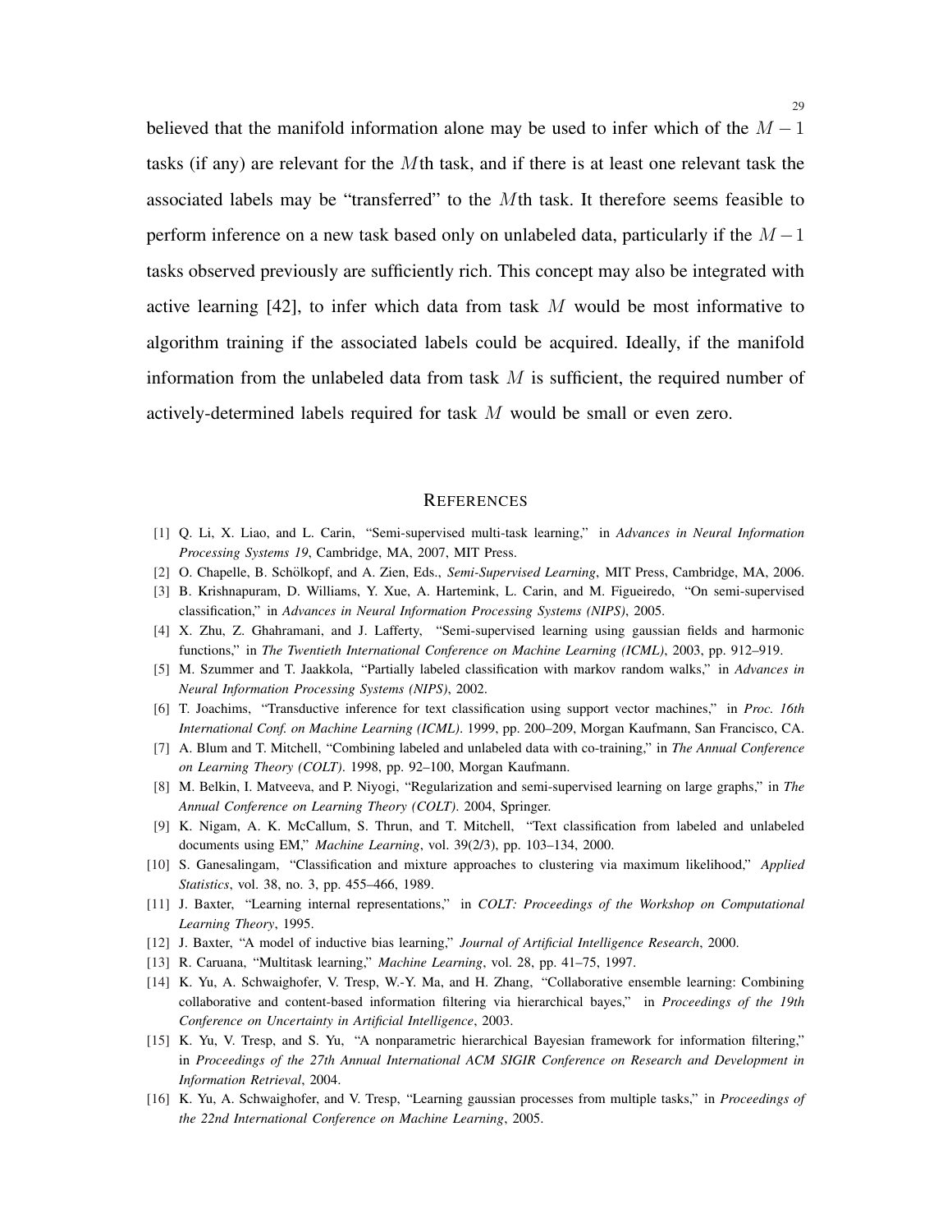believed that the manifold information alone may be used to infer which of the $M-1$ tasks (if any) are relevant for the $M$th task, and if there is at least one relevant task the associated labels may be "transferred" to the $M$th task. It therefore seems feasible to perform inference on a new task based only on unlabeled data, particularly if the $M-1$ tasks observed previously are sufficiently rich. This concept may also be integrated with active learning [42], to infer which data from task $M$ would be most informative to algorithm training if the associated labels could be acquired. Ideally, if the manifold information from the unlabeled data from task $M$ is sufficient, the required number of actively-determined labels required for task $M$ would be small or even zero.

## REFERENCES

[1] Q. Li, X. Liao, and L. Carin, "Semi-supervised multi-task learning," in *Advances in Neural Information Processing Systems 19*, Cambridge, MA, 2007, MIT Press.

[2] O. Chapelle, B. Schölkopf, and A. Zien, Eds., *Semi-Supervised Learning*, MIT Press, Cambridge, MA, 2006.

[3] B. Krishnapuram, D. Williams, Y. Xue, A. Hartemink, L. Carin, and M. Figueiredo, "On semi-supervised classification," in *Advances in Neural Information Processing Systems (NIPS)*, 2005.

[4] X. Zhu, Z. Ghahramani, and J. Lafferty, "Semi-supervised learning using gaussian fields and harmonic functions," in *The Twentieth International Conference on Machine Learning (ICML)*, 2003, pp. 912–919.

[5] M. Szummer and T. Jaakkola, "Partially labeled classification with markov random walks," in *Advances in Neural Information Processing Systems (NIPS)*, 2002.

[6] T. Joachims, "Transductive inference for text classification using support vector machines," in *Proc. 16th International Conf. on Machine Learning (ICML)*. 1999, pp. 200–209, Morgan Kaufmann, San Francisco, CA.

[7] A. Blum and T. Mitchell, "Combining labeled and unlabeled data with co-training," in *The Annual Conference on Learning Theory (COLT)*. 1998, pp. 92–100, Morgan Kaufmann.

[8] M. Belkin, I. Matveeva, and P. Niyogi, "Regularization and semi-supervised learning on large graphs," in *The Annual Conference on Learning Theory (COLT)*. 2004, Springer.

[9] K. Nigam, A. K. McCallum, S. Thrun, and T. Mitchell, "Text classification from labeled and unlabeled documents using EM," *Machine Learning*, vol. 39(2/3), pp. 103–134, 2000.

[10] S. Ganesalingam, "Classification and mixture approaches to clustering via maximum likelihood," *Applied Statistics*, vol. 38, no. 3, pp. 455–466, 1989.

[11] J. Baxter, "Learning internal representations," in *COLT: Proceedings of the Workshop on Computational Learning Theory*, 1995.

[12] J. Baxter, "A model of inductive bias learning," *Journal of Artificial Intelligence Research*, 2000.

[13] R. Caruana, "Multitask learning," *Machine Learning*, vol. 28, pp. 41–75, 1997.

[14] K. Yu, A. Schwaighofer, V. Tresp, W.-Y. Ma, and H. Zhang, "Collaborative ensemble learning: Combining collaborative and content-based information filtering via hierarchical bayes," in *Proceedings of the 19th Conference on Uncertainty in Artificial Intelligence*, 2003.

[15] K. Yu, V. Tresp, and S. Yu, "A nonparametric hierarchical Bayesian framework for information filtering," in *Proceedings of the 27th Annual International ACM SIGIR Conference on Research and Development in Information Retrieval*, 2004.

[16] K. Yu, A. Schwaighofer, and V. Tresp, "Learning gaussian processes from multiple tasks," in *Proceedings of the 22nd International Conference on Machine Learning*, 2005.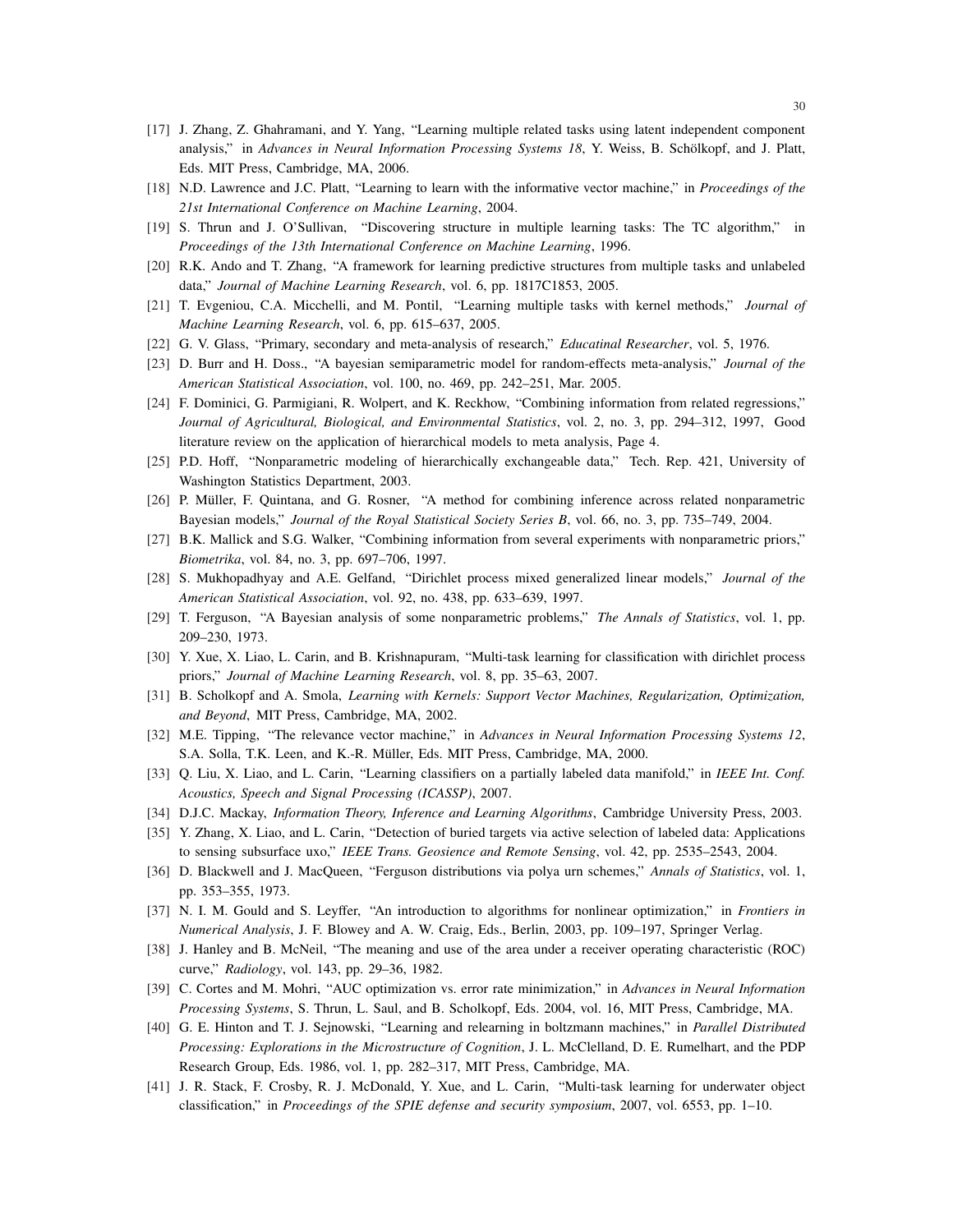[17] J. Zhang, Z. Ghahramani, and Y. Yang, "Learning multiple related tasks using latent independent component analysis," in *Advances in Neural Information Processing Systems 18*, Y. Weiss, B. Schölkopf, and J. Platt, Eds. MIT Press, Cambridge, MA, 2006.

[18] N.D. Lawrence and J.C. Platt, "Learning to learn with the informative vector machine," in *Proceedings of the 21st International Conference on Machine Learning*, 2004.

[19] S. Thrun and J. O'Sullivan, "Discovering structure in multiple learning tasks: The TC algorithm," in *Proceedings of the 13th International Conference on Machine Learning*, 1996.

[20] R.K. Ando and T. Zhang, "A framework for learning predictive structures from multiple tasks and unlabeled data," *Journal of Machine Learning Research*, vol. 6, pp. 1817C1853, 2005.

[21] T. Evgeniou, C.A. Micchelli, and M. Pontil, "Learning multiple tasks with kernel methods," *Journal of Machine Learning Research*, vol. 6, pp. 615–637, 2005.

[22] G. V. Glass, "Primary, secondary and meta-analysis of research," *Educatinal Researcher*, vol. 5, 1976.

[23] D. Burr and H. Doss., "A bayesian semiparametric model for random-effects meta-analysis," *Journal of the American Statistical Association*, vol. 100, no. 469, pp. 242–251, Mar. 2005.

[24] F. Dominici, G. Parmigiani, R. Wolpert, and K. Reckhow, "Combining information from related regressions," *Journal of Agricultural, Biological, and Environmental Statistics*, vol. 2, no. 3, pp. 294–312, 1997, Good literature review on the application of hierarchical models to meta analysis, Page 4.

[25] P.D. Hoff, "Nonparametric modeling of hierarchically exchangeable data," Tech. Rep. 421, University of Washington Statistics Department, 2003.

[26] P. Müller, F. Quintana, and G. Rosner, "A method for combining inference across related nonparametric Bayesian models," *Journal of the Royal Statistical Society Series B*, vol. 66, no. 3, pp. 735–749, 2004.

[27] B.K. Mallick and S.G. Walker, "Combining information from several experiments with nonparametric priors," *Biometrika*, vol. 84, no. 3, pp. 697–706, 1997.

[28] S. Mukhopadhyay and A.E. Gelfand, "Dirichlet process mixed generalized linear models," *Journal of the American Statistical Association*, vol. 92, no. 438, pp. 633–639, 1997.

[29] T. Ferguson, "A Bayesian analysis of some nonparametric problems," *The Annals of Statistics*, vol. 1, pp. 209–230, 1973.

[30] Y. Xue, X. Liao, L. Carin, and B. Krishnapuram, "Multi-task learning for classification with dirichlet process priors," *Journal of Machine Learning Research*, vol. 8, pp. 35–63, 2007.

[31] B. Scholkopf and A. Smola, *Learning with Kernels: Support Vector Machines, Regularization, Optimization, and Beyond*, MIT Press, Cambridge, MA, 2002.

[32] M.E. Tipping, "The relevance vector machine," in *Advances in Neural Information Processing Systems 12*, S.A. Solla, T.K. Leen, and K.-R. Müller, Eds. MIT Press, Cambridge, MA, 2000.

[33] Q. Liu, X. Liao, and L. Carin, "Learning classifiers on a partially labeled data manifold," in *IEEE Int. Conf. Acoustics, Speech and Signal Processing (ICASSP)*, 2007.

[34] D.J.C. Mackay, *Information Theory, Inference and Learning Algorithms*, Cambridge University Press, 2003.

[35] Y. Zhang, X. Liao, and L. Carin, "Detection of buried targets via active selection of labeled data: Applications to sensing subsurface uxo," *IEEE Trans. Geosience and Remote Sensing*, vol. 42, pp. 2535–2543, 2004.

[36] D. Blackwell and J. MacQueen, "Ferguson distributions via polya urn schemes," *Annals of Statistics*, vol. 1, pp. 353–355, 1973.

[37] N. I. M. Gould and S. Leyffer, "An introduction to algorithms for nonlinear optimization," in *Frontiers in Numerical Analysis*, J. F. Blowey and A. W. Craig, Eds., Berlin, 2003, pp. 109–197, Springer Verlag.

[38] J. Hanley and B. McNeil, "The meaning and use of the area under a receiver operating characteristic (ROC) curve," *Radiology*, vol. 143, pp. 29–36, 1982.

[39] C. Cortes and M. Mohri, "AUC optimization vs. error rate minimization," in *Advances in Neural Information Processing Systems*, S. Thrun, L. Saul, and B. Scholkopf, Eds. 2004, vol. 16, MIT Press, Cambridge, MA.

[40] G. E. Hinton and T. J. Sejnowski, "Learning and relearning in boltzmann machines," in *Parallel Distributed Processing: Explorations in the Microstructure of Cognition*, J. L. McClelland, D. E. Rumelhart, and the PDP Research Group, Eds. 1986, vol. 1, pp. 282–317, MIT Press, Cambridge, MA.

[41] J. R. Stack, F. Crosby, R. J. McDonald, Y. Xue, and L. Carin, "Multi-task learning for underwater object classification," in *Proceedings of the SPIE defense and security symposium*, 2007, vol. 6553, pp. 1–10.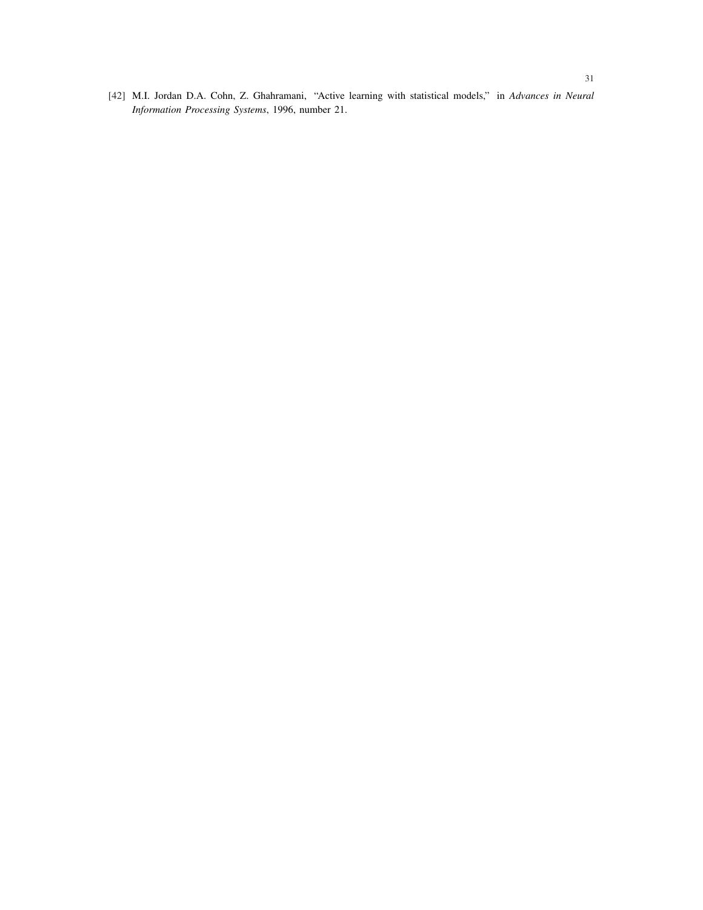[42] M.I. Jordan D.A. Cohn, Z. Ghahramani, "Active learning with statistical models," in *Advances in Neural Information Processing Systems*, 1996, number 21.